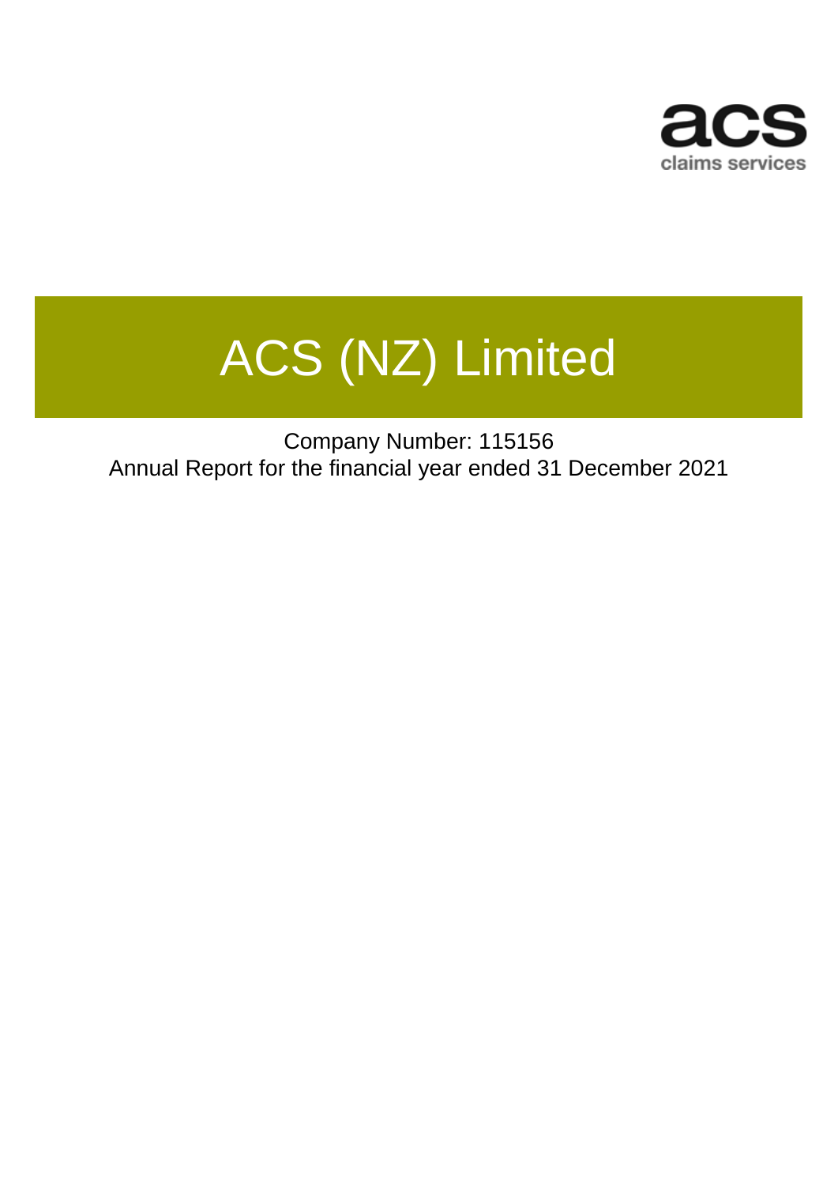acs

claims services

# ACS (NZ) Limited

Company Number: 115156

Annual Report for the financial year ended 31 December 2021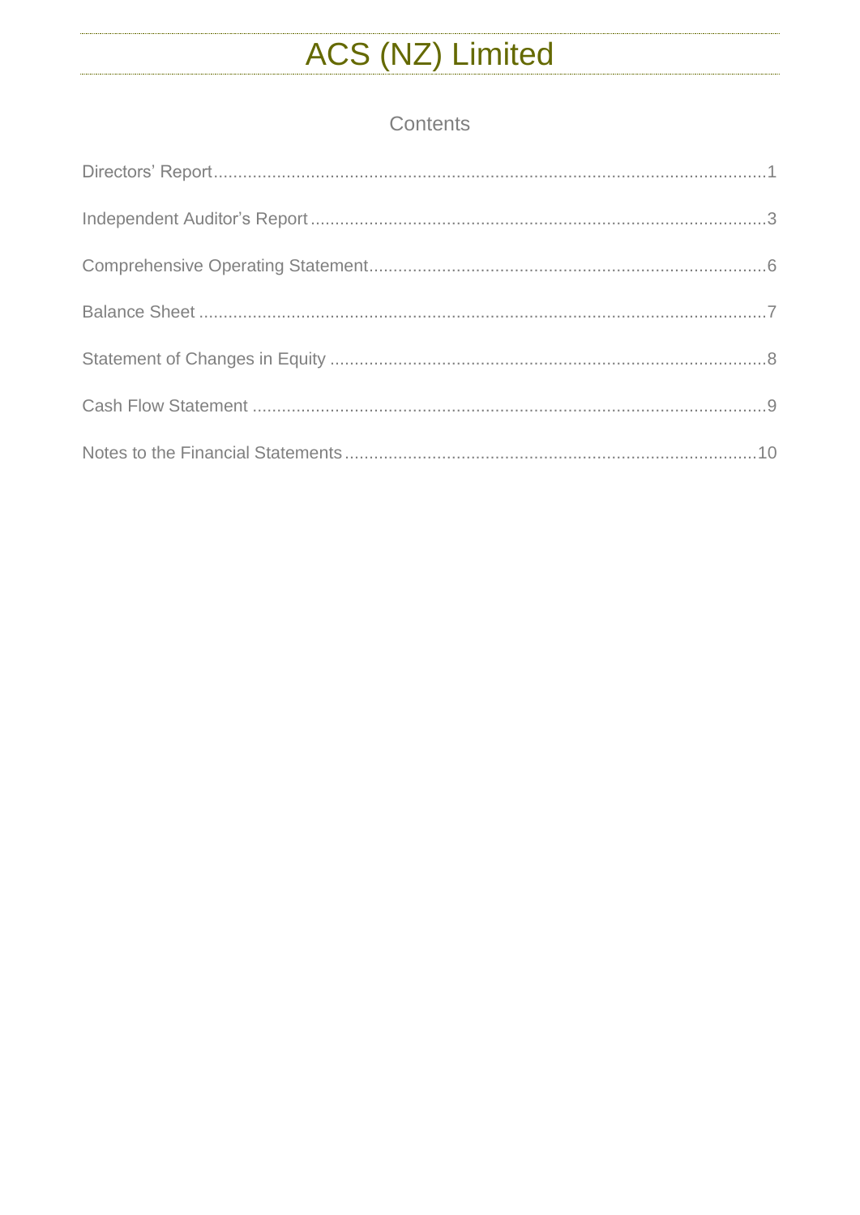# ACS (NZ) Limited

## Contents

| | |
|---|---|
| Directors' Report | 1 |
| Independent Auditor's Report | 3 |
| Comprehensive Operating Statement | 6 |
| Balance Sheet | 7 |
| Statement of Changes in Equity | 8 |
| Cash Flow Statement | 9 |
| Notes to the Financial Statements | 10 |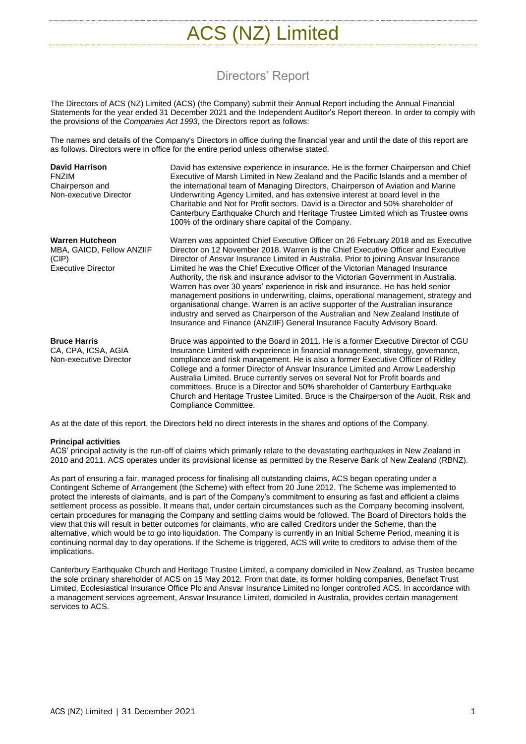# ACS (NZ) Limited

## Directors' Report

The Directors of ACS (NZ) Limited (ACS) (the Company) submit their Annual Report including the Annual Financial Statements for the year ended 31 December 2021 and the Independent Auditor's Report thereon. In order to comply with the provisions of the *Companies Act 1993*, the Directors report as follows:

The names and details of the Company's Directors in office during the financial year and until the date of this report are as follows. Directors were in office for the entire period unless otherwise stated.

**David Harrison**
FNZIM
Chairperson and
Non-executive Director

David has extensive experience in insurance. He is the former Chairperson and Chief Executive of Marsh Limited in New Zealand and the Pacific Islands and a member of the international team of Managing Directors, Chairperson of Aviation and Marine Underwriting Agency Limited, and has extensive interest at board level in the Charitable and Not for Profit sectors. David is a Director and 50% shareholder of Canterbury Earthquake Church and Heritage Trustee Limited which as Trustee owns 100% of the ordinary share capital of the Company.

**Warren Hutcheon**
MBA, GAICD, Fellow ANZIIF (CIP)
Executive Director

Warren was appointed Chief Executive Officer on 26 February 2018 and as Executive Director on 12 November 2018. Warren is the Chief Executive Officer and Executive Director of Ansvar Insurance Limited in Australia. Prior to joining Ansvar Insurance Limited he was the Chief Executive Officer of the Victorian Managed Insurance Authority, the risk and insurance advisor to the Victorian Government in Australia. Warren has over 30 years' experience in risk and insurance. He has held senior management positions in underwriting, claims, operational management, strategy and organisational change. Warren is an active supporter of the Australian insurance industry and served as Chairperson of the Australian and New Zealand Institute of Insurance and Finance (ANZIIF) General Insurance Faculty Advisory Board.

**Bruce Harris**
CA, CPA, ICSA, AGIA
Non-executive Director

Bruce was appointed to the Board in 2011. He is a former Executive Director of CGU Insurance Limited with experience in financial management, strategy, governance, compliance and risk management. He is also a former Executive Officer of Ridley College and a former Director of Ansvar Insurance Limited and Arrow Leadership Australia Limited. Bruce currently serves on several Not for Profit boards and committees. Bruce is a Director and 50% shareholder of Canterbury Earthquake Church and Heritage Trustee Limited. Bruce is the Chairperson of the Audit, Risk and Compliance Committee.

As at the date of this report, the Directors held no direct interests in the shares and options of the Company.

**Principal activities**

ACS' principal activity is the run-off of claims which primarily relate to the devastating earthquakes in New Zealand in 2010 and 2011. ACS operates under its provisional license as permitted by the Reserve Bank of New Zealand (RBNZ).

As part of ensuring a fair, managed process for finalising all outstanding claims, ACS began operating under a Contingent Scheme of Arrangement (the Scheme) with effect from 20 June 2012. The Scheme was implemented to protect the interests of claimants, and is part of the Company's commitment to ensuring as fast and efficient a claims settlement process as possible. It means that, under certain circumstances such as the Company becoming insolvent, certain procedures for managing the Company and settling claims would be followed. The Board of Directors holds the view that this will result in better outcomes for claimants, who are called Creditors under the Scheme, than the alternative, which would be to go into liquidation. The Company is currently in an Initial Scheme Period, meaning it is continuing normal day to day operations. If the Scheme is triggered, ACS will write to creditors to advise them of the implications.

Canterbury Earthquake Church and Heritage Trustee Limited, a company domiciled in New Zealand, as Trustee became the sole ordinary shareholder of ACS on 15 May 2012. From that date, its former holding companies, Benefact Trust Limited, Ecclesiastical Insurance Office Plc and Ansvar Insurance Limited no longer controlled ACS. In accordance with a management services agreement, Ansvar Insurance Limited, domiciled in Australia, provides certain management services to ACS.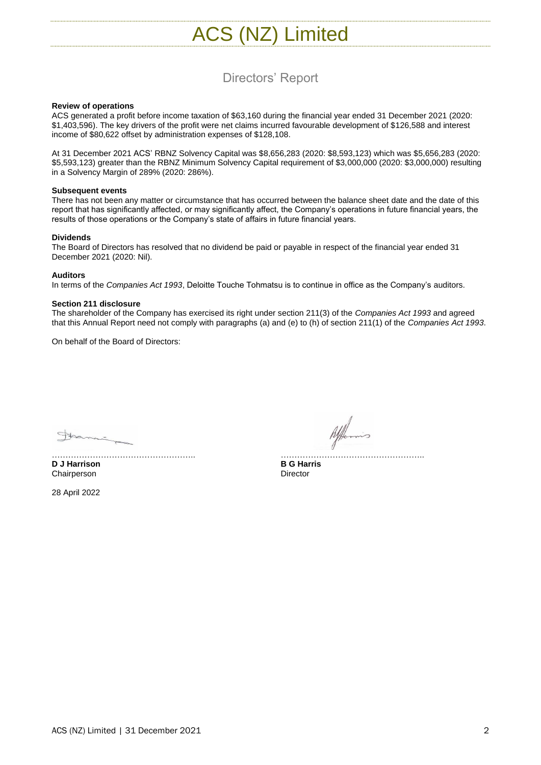# ACS (NZ) Limited

## Directors' Report

**Review of operations**

ACS generated a profit before income taxation of $63,160 during the financial year ended 31 December 2021 (2020: $1,403,596). The key drivers of the profit were net claims incurred favourable development of $126,588 and interest income of $80,622 offset by administration expenses of $128,108.

At 31 December 2021 ACS' RBNZ Solvency Capital was $8,656,283 (2020: $8,593,123) which was $5,656,283 (2020: $5,593,123) greater than the RBNZ Minimum Solvency Capital requirement of $3,000,000 (2020: $3,000,000) resulting in a Solvency Margin of 289% (2020: 286%).

**Subsequent events**

There has not been any matter or circumstance that has occurred between the balance sheet date and the date of this report that has significantly affected, or may significantly affect, the Company's operations in future financial years, the results of those operations or the Company's state of affairs in future financial years.

**Dividends**

The Board of Directors has resolved that no dividend be paid or payable in respect of the financial year ended 31 December 2021 (2020: Nil).

**Auditors**

In terms of the *Companies Act 1993*, Deloitte Touche Tohmatsu is to continue in office as the Company's auditors.

**Section 211 disclosure**

The shareholder of the Company has exercised its right under section 211(3) of the *Companies Act 1993* and agreed that this Annual Report need not comply with paragraphs (a) and (e) to (h) of section 211(1) of the *Companies Act 1993*.

On behalf of the Board of Directors:

……………………………………………..
**D J Harrison**
Chairperson

……………………………………………..
**B G Harris**
Director

28 April 2022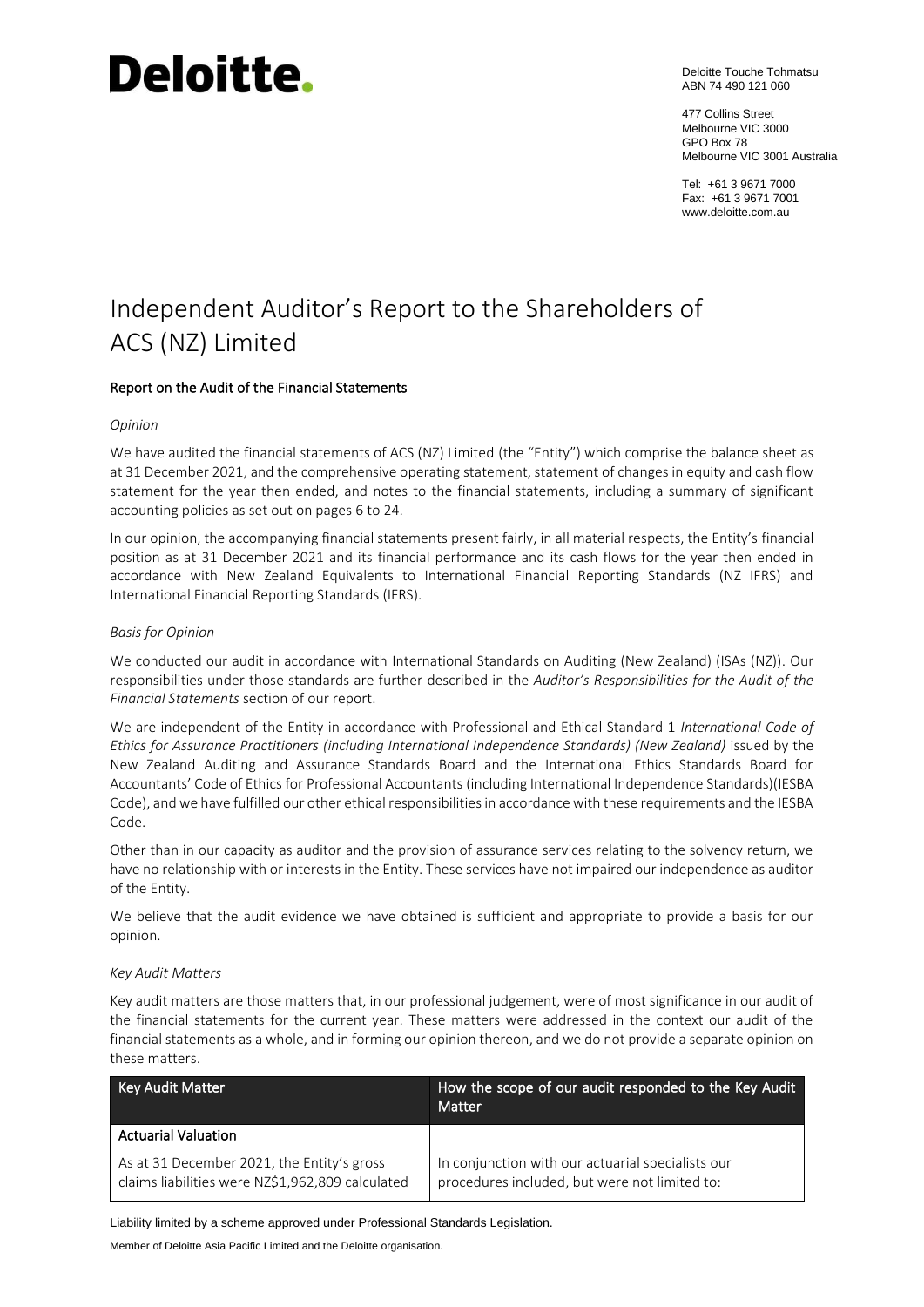# Deloitte.

Deloitte Touche Tohmatsu
ABN 74 490 121 060

477 Collins Street
Melbourne VIC 3000
GPO Box 78
Melbourne VIC 3001 Australia

Tel: +61 3 9671 7000
Fax: +61 3 9671 7001
www.deloitte.com.au

# Independent Auditor's Report to the Shareholders of ACS (NZ) Limited

## Report on the Audit of the Financial Statements

*Opinion*

We have audited the financial statements of ACS (NZ) Limited (the "Entity") which comprise the balance sheet as at 31 December 2021, and the comprehensive operating statement, statement of changes in equity and cash flow statement for the year then ended, and notes to the financial statements, including a summary of significant accounting policies as set out on pages 6 to 24.

In our opinion, the accompanying financial statements present fairly, in all material respects, the Entity's financial position as at 31 December 2021 and its financial performance and its cash flows for the year then ended in accordance with New Zealand Equivalents to International Financial Reporting Standards (NZ IFRS) and International Financial Reporting Standards (IFRS).

*Basis for Opinion*

We conducted our audit in accordance with International Standards on Auditing (New Zealand) (ISAs (NZ)). Our responsibilities under those standards are further described in the *Auditor's Responsibilities for the Audit of the Financial Statements* section of our report.

We are independent of the Entity in accordance with Professional and Ethical Standard 1 *International Code of Ethics for Assurance Practitioners (including International Independence Standards) (New Zealand)* issued by the New Zealand Auditing and Assurance Standards Board and the International Ethics Standards Board for Accountants' Code of Ethics for Professional Accountants (including International Independence Standards)(IESBA Code), and we have fulfilled our other ethical responsibilities in accordance with these requirements and the IESBA Code.

Other than in our capacity as auditor and the provision of assurance services relating to the solvency return, we have no relationship with or interests in the Entity. These services have not impaired our independence as auditor of the Entity.

We believe that the audit evidence we have obtained is sufficient and appropriate to provide a basis for our opinion.

*Key Audit Matters*

Key audit matters are those matters that, in our professional judgement, were of most significance in our audit of the financial statements for the current year. These matters were addressed in the context our audit of the financial statements as a whole, and in forming our opinion thereon, and we do not provide a separate opinion on these matters.

| Key Audit Matter | How the scope of our audit responded to the Key Audit Matter |
| --- | --- |
| **Actuarial Valuation** | |
| As at 31 December 2021, the Entity's gross claims liabilities were NZ$1,962,809 calculated | In conjunction with our actuarial specialists our procedures included, but were not limited to: |

Liability limited by a scheme approved under Professional Standards Legislation.

Member of Deloitte Asia Pacific Limited and the Deloitte organisation.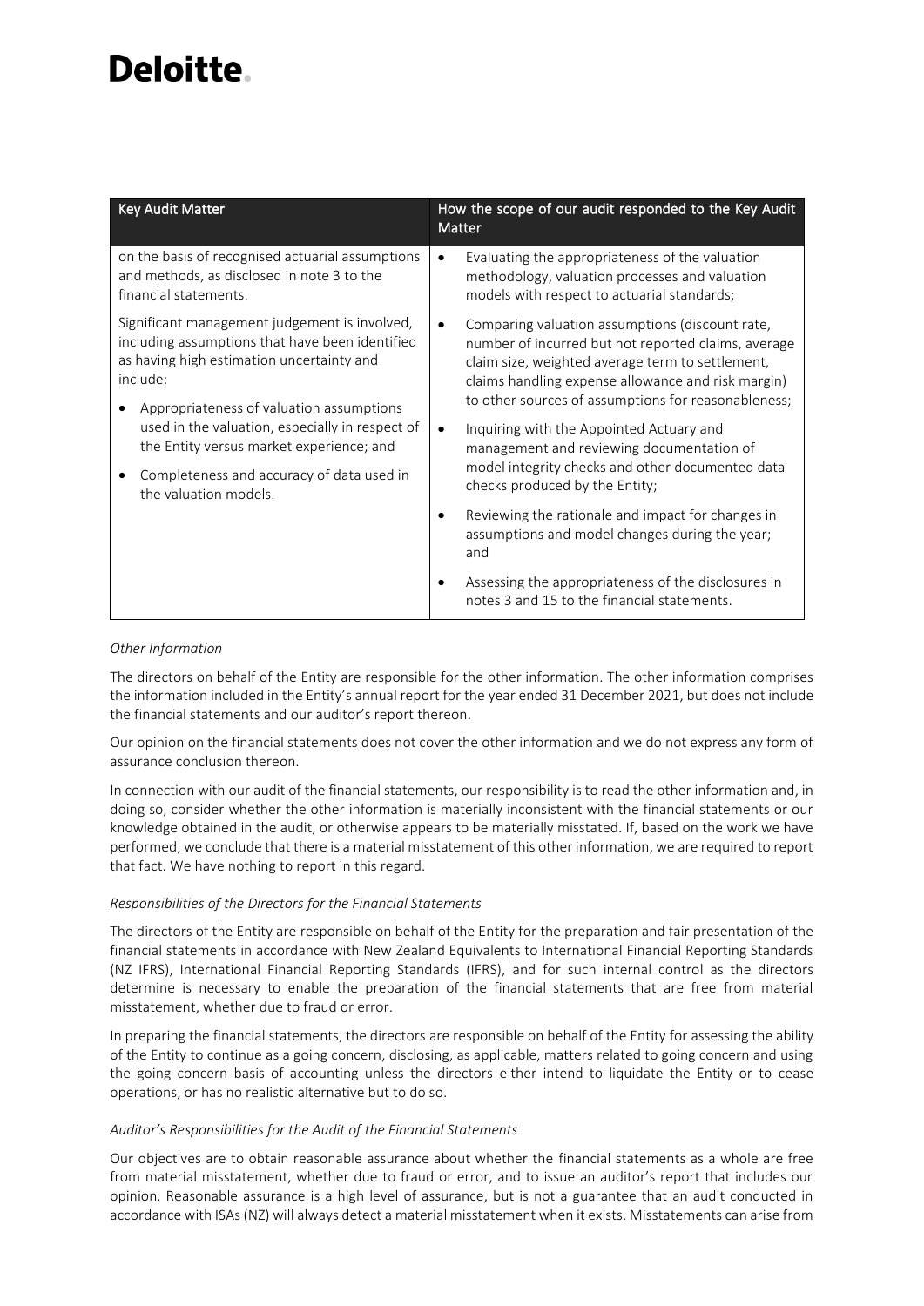| Key Audit Matter | How the scope of our audit responded to the Key Audit Matter |
|---|---|
| on the basis of recognised actuarial assumptions and methods, as disclosed in note 3 to the financial statements.<br><br>Significant management judgement is involved, including assumptions that have been identified as having high estimation uncertainty and include:<br>• Appropriateness of valuation assumptions used in the valuation, especially in respect of the Entity versus market experience; and<br>• Completeness and accuracy of data used in the valuation models. | • Evaluating the appropriateness of the valuation methodology, valuation processes and valuation models with respect to actuarial standards;<br>• Comparing valuation assumptions (discount rate, number of incurred but not reported claims, average claim size, weighted average term to settlement, claims handling expense allowance and risk margin) to other sources of assumptions for reasonableness;<br>• Inquiring with the Appointed Actuary and management and reviewing documentation of model integrity checks and other documented data checks produced by the Entity;<br>• Reviewing the rationale and impact for changes in assumptions and model changes during the year; and<br>• Assessing the appropriateness of the disclosures in notes 3 and 15 to the financial statements. |

*Other Information*

The directors on behalf of the Entity are responsible for the other information. The other information comprises the information included in the Entity's annual report for the year ended 31 December 2021, but does not include the financial statements and our auditor's report thereon.

Our opinion on the financial statements does not cover the other information and we do not express any form of assurance conclusion thereon.

In connection with our audit of the financial statements, our responsibility is to read the other information and, in doing so, consider whether the other information is materially inconsistent with the financial statements or our knowledge obtained in the audit, or otherwise appears to be materially misstated. If, based on the work we have performed, we conclude that there is a material misstatement of this other information, we are required to report that fact. We have nothing to report in this regard.

*Responsibilities of the Directors for the Financial Statements*

The directors of the Entity are responsible on behalf of the Entity for the preparation and fair presentation of the financial statements in accordance with New Zealand Equivalents to International Financial Reporting Standards (NZ IFRS), International Financial Reporting Standards (IFRS), and for such internal control as the directors determine is necessary to enable the preparation of the financial statements that are free from material misstatement, whether due to fraud or error.

In preparing the financial statements, the directors are responsible on behalf of the Entity for assessing the ability of the Entity to continue as a going concern, disclosing, as applicable, matters related to going concern and using the going concern basis of accounting unless the directors either intend to liquidate the Entity or to cease operations, or has no realistic alternative but to do so.

*Auditor's Responsibilities for the Audit of the Financial Statements*

Our objectives are to obtain reasonable assurance about whether the financial statements as a whole are free from material misstatement, whether due to fraud or error, and to issue an auditor's report that includes our opinion. Reasonable assurance is a high level of assurance, but is not a guarantee that an audit conducted in accordance with ISAs (NZ) will always detect a material misstatement when it exists. Misstatements can arise from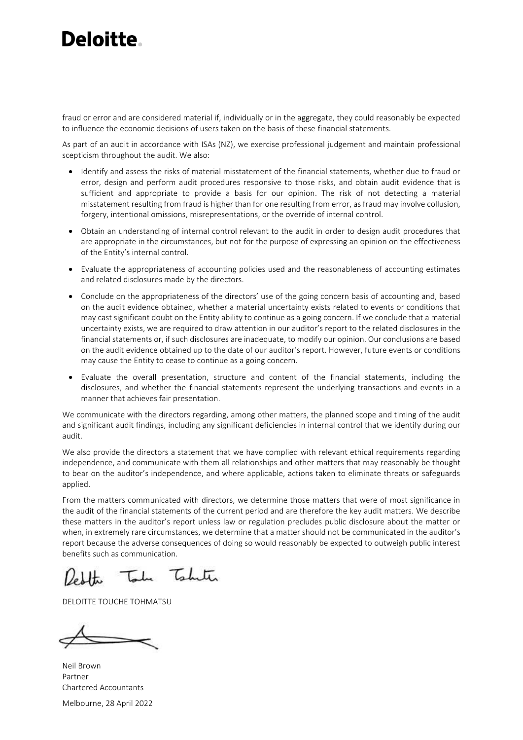fraud or error and are considered material if, individually or in the aggregate, they could reasonably be expected to influence the economic decisions of users taken on the basis of these financial statements.

As part of an audit in accordance with ISAs (NZ), we exercise professional judgement and maintain professional scepticism throughout the audit. We also:

- Identify and assess the risks of material misstatement of the financial statements, whether due to fraud or error, design and perform audit procedures responsive to those risks, and obtain audit evidence that is sufficient and appropriate to provide a basis for our opinion. The risk of not detecting a material misstatement resulting from fraud is higher than for one resulting from error, as fraud may involve collusion, forgery, intentional omissions, misrepresentations, or the override of internal control.
- Obtain an understanding of internal control relevant to the audit in order to design audit procedures that are appropriate in the circumstances, but not for the purpose of expressing an opinion on the effectiveness of the Entity's internal control.
- Evaluate the appropriateness of accounting policies used and the reasonableness of accounting estimates and related disclosures made by the directors.
- Conclude on the appropriateness of the directors' use of the going concern basis of accounting and, based on the audit evidence obtained, whether a material uncertainty exists related to events or conditions that may cast significant doubt on the Entity ability to continue as a going concern. If we conclude that a material uncertainty exists, we are required to draw attention in our auditor's report to the related disclosures in the financial statements or, if such disclosures are inadequate, to modify our opinion. Our conclusions are based on the audit evidence obtained up to the date of our auditor's report. However, future events or conditions may cause the Entity to cease to continue as a going concern.
- Evaluate the overall presentation, structure and content of the financial statements, including the disclosures, and whether the financial statements represent the underlying transactions and events in a manner that achieves fair presentation.

We communicate with the directors regarding, among other matters, the planned scope and timing of the audit and significant audit findings, including any significant deficiencies in internal control that we identify during our audit.

We also provide the directors a statement that we have complied with relevant ethical requirements regarding independence, and communicate with them all relationships and other matters that may reasonably be thought to bear on the auditor's independence, and where applicable, actions taken to eliminate threats or safeguards applied.

From the matters communicated with directors, we determine those matters that were of most significance in the audit of the financial statements of the current period and are therefore the key audit matters. We describe these matters in the auditor's report unless law or regulation precludes public disclosure about the matter or when, in extremely rare circumstances, we determine that a matter should not be communicated in the auditor's report because the adverse consequences of doing so would reasonably be expected to outweigh public interest benefits such as communication.

DELOITTE TOUCHE TOHMATSU

Neil Brown
Partner
Chartered Accountants

Melbourne, 28 April 2022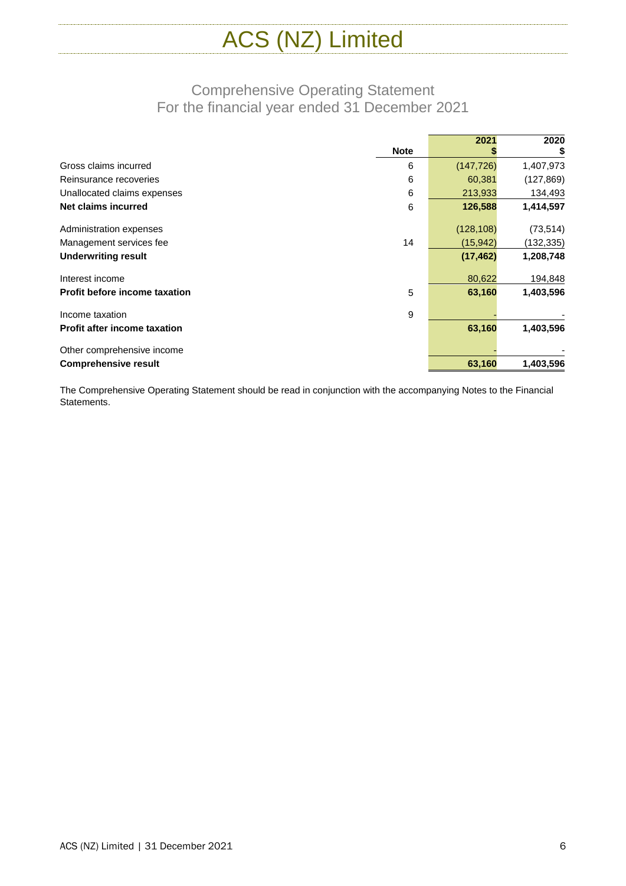# ACS (NZ) Limited

## Comprehensive Operating Statement
For the financial year ended 31 December 2021

| | Note | 2021 $ | 2020 $ |
|---|---|---|---|
| Gross claims incurred | 6 | (147,726) | 1,407,973 |
| Reinsurance recoveries | 6 | 60,381 | (127,869) |
| Unallocated claims expenses | 6 | 213,933 | 134,493 |
| **Net claims incurred** | 6 | **126,588** | **1,414,597** |
| Administration expenses | | (128,108) | (73,514) |
| Management services fee | 14 | (15,942) | (132,335) |
| **Underwriting result** | | **(17,462)** | **1,208,748** |
| Interest income | | 80,622 | 194,848 |
| **Profit before income taxation** | 5 | **63,160** | **1,403,596** |
| Income taxation | 9 | - | - |
| **Profit after income taxation** | | **63,160** | **1,403,596** |
| Other comprehensive income | | - | - |
| **Comprehensive result** | | **63,160** | **1,403,596** |

The Comprehensive Operating Statement should be read in conjunction with the accompanying Notes to the Financial Statements.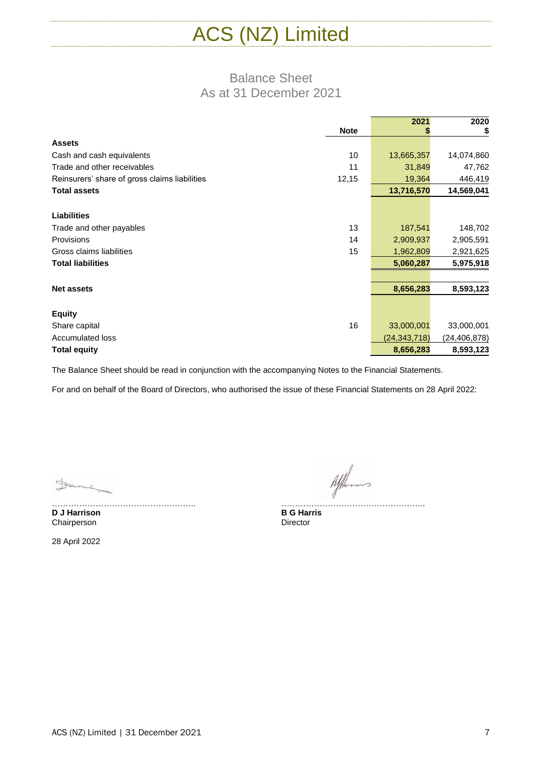# ACS (NZ) Limited

## Balance Sheet
## As at 31 December 2021

| | Note | 2021 $ | 2020 $ |
|---|---|---|---|
| **Assets** | | | |
| Cash and cash equivalents | 10 | 13,665,357 | 14,074,860 |
| Trade and other receivables | 11 | 31,849 | 47,762 |
| Reinsurers' share of gross claims liabilities | 12,15 | 19,364 | 446,419 |
| **Total assets** | | **13,716,570** | **14,569,041** |
| | | | |
| **Liabilities** | | | |
| Trade and other payables | 13 | 187,541 | 148,702 |
| Provisions | 14 | 2,909,937 | 2,905,591 |
| Gross claims liabilities | 15 | 1,962,809 | 2,921,625 |
| **Total liabilities** | | **5,060,287** | **5,975,918** |
| | | | |
| **Net assets** | | **8,656,283** | **8,593,123** |
| | | | |
| **Equity** | | | |
| Share capital | 16 | 33,000,001 | 33,000,001 |
| Accumulated loss | | (24,343,718) | (24,406,878) |
| **Total equity** | | **8,656,283** | **8,593,123** |

The Balance Sheet should be read in conjunction with the accompanying Notes to the Financial Statements.

For and on behalf of the Board of Directors, who authorised the issue of these Financial Statements on 28 April 2022:

……………………………………………..
**D J Harrison**
Chairperson

……………………………………………..
**B G Harris**
Director

28 April 2022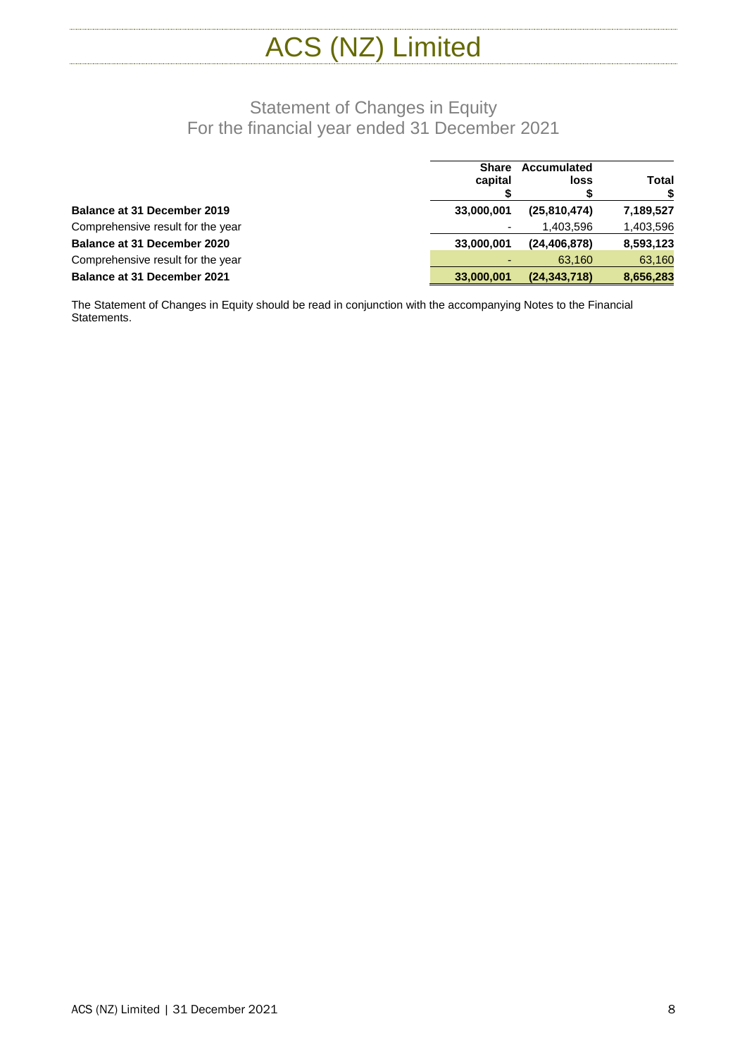# ACS (NZ) Limited

## Statement of Changes in Equity
## For the financial year ended 31 December 2021

| | Share capital $ | Accumulated loss $ | Total $ |
|---|---|---|---|
| **Balance at 31 December 2019** | **33,000,001** | **(25,810,474)** | **7,189,527** |
| Comprehensive result for the year | - | 1,403,596 | 1,403,596 |
| **Balance at 31 December 2020** | **33,000,001** | **(24,406,878)** | **8,593,123** |
| Comprehensive result for the year | - | 63,160 | 63,160 |
| **Balance at 31 December 2021** | **33,000,001** | **(24,343,718)** | **8,656,283** |

The Statement of Changes in Equity should be read in conjunction with the accompanying Notes to the Financial Statements.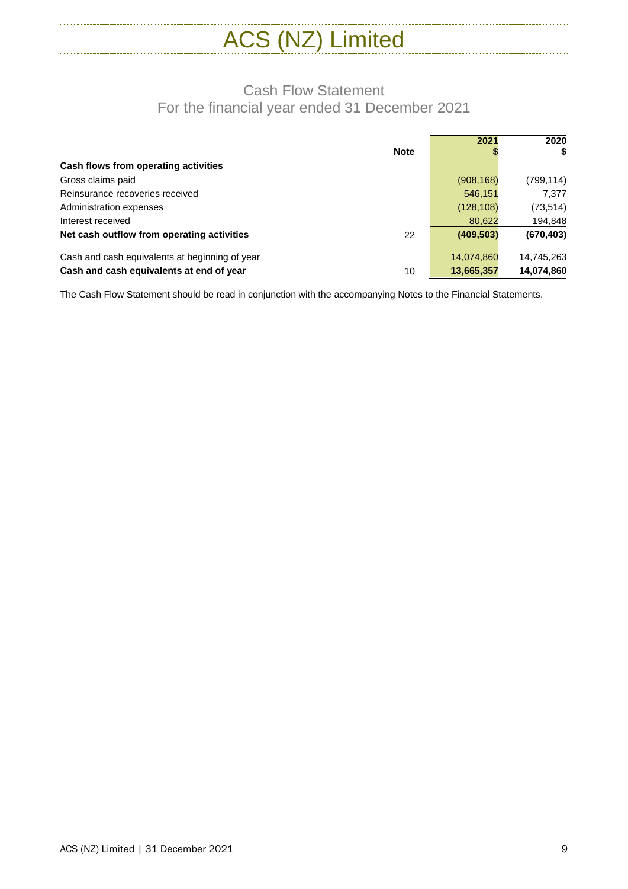# ACS (NZ) Limited

## Cash Flow Statement
### For the financial year ended 31 December 2021

| | Note | 2021<br>$ | 2020<br>$ |
|---|---|---|---|
| **Cash flows from operating activities** | | | |
| Gross claims paid | | (908,168) | (799,114) |
| Reinsurance recoveries received | | 546,151 | 7,377 |
| Administration expenses | | (128,108) | (73,514) |
| Interest received | | 80,622 | 194,848 |
| **Net cash outflow from operating activities** | 22 | **(409,503)** | **(670,403)** |
| Cash and cash equivalents at beginning of year | | 14,074,860 | 14,745,263 |
| **Cash and cash equivalents at end of year** | 10 | **13,665,357** | **14,074,860** |

The Cash Flow Statement should be read in conjunction with the accompanying Notes to the Financial Statements.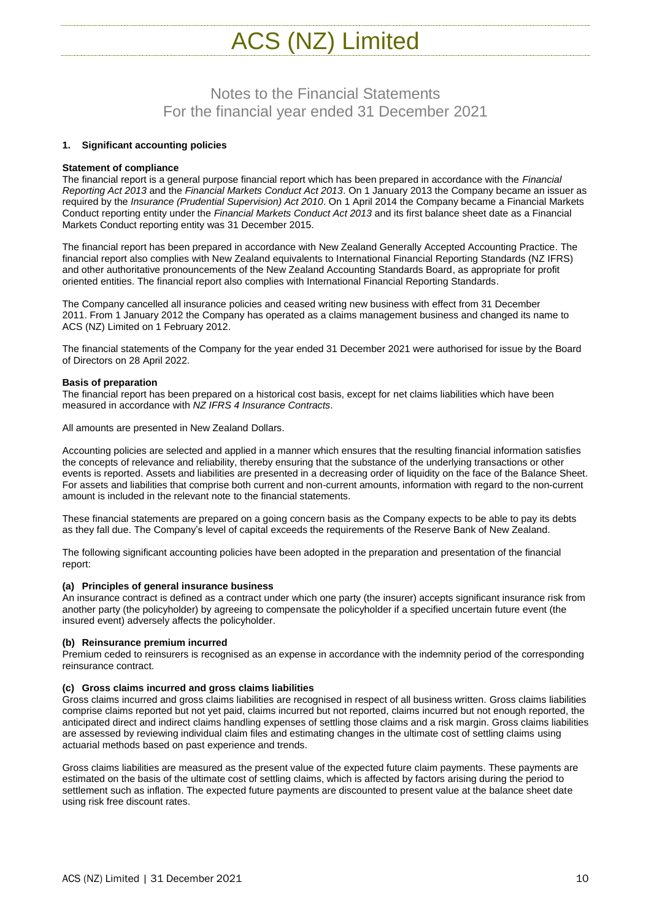# ACS (NZ) Limited

## Notes to the Financial Statements
## For the financial year ended 31 December 2021

### 1. Significant accounting policies

**Statement of compliance**

The financial report is a general purpose financial report which has been prepared in accordance with the *Financial Reporting Act 2013* and the *Financial Markets Conduct Act 2013*. On 1 January 2013 the Company became an issuer as required by the *Insurance (Prudential Supervision) Act 2010*. On 1 April 2014 the Company became a Financial Markets Conduct reporting entity under the *Financial Markets Conduct Act 2013* and its first balance sheet date as a Financial Markets Conduct reporting entity was 31 December 2015.

The financial report has been prepared in accordance with New Zealand Generally Accepted Accounting Practice. The financial report also complies with New Zealand equivalents to International Financial Reporting Standards (NZ IFRS) and other authoritative pronouncements of the New Zealand Accounting Standards Board, as appropriate for profit oriented entities. The financial report also complies with International Financial Reporting Standards.

The Company cancelled all insurance policies and ceased writing new business with effect from 31 December 2011. From 1 January 2012 the Company has operated as a claims management business and changed its name to ACS (NZ) Limited on 1 February 2012.

The financial statements of the Company for the year ended 31 December 2021 were authorised for issue by the Board of Directors on 28 April 2022.

**Basis of preparation**

The financial report has been prepared on a historical cost basis, except for net claims liabilities which have been measured in accordance with *NZ IFRS 4 Insurance Contracts*.

All amounts are presented in New Zealand Dollars.

Accounting policies are selected and applied in a manner which ensures that the resulting financial information satisfies the concepts of relevance and reliability, thereby ensuring that the substance of the underlying transactions or other events is reported. Assets and liabilities are presented in a decreasing order of liquidity on the face of the Balance Sheet. For assets and liabilities that comprise both current and non-current amounts, information with regard to the non-current amount is included in the relevant note to the financial statements.

These financial statements are prepared on a going concern basis as the Company expects to be able to pay its debts as they fall due. The Company's level of capital exceeds the requirements of the Reserve Bank of New Zealand.

The following significant accounting policies have been adopted in the preparation and presentation of the financial report:

**(a) Principles of general insurance business**

An insurance contract is defined as a contract under which one party (the insurer) accepts significant insurance risk from another party (the policyholder) by agreeing to compensate the policyholder if a specified uncertain future event (the insured event) adversely affects the policyholder.

**(b) Reinsurance premium incurred**

Premium ceded to reinsurers is recognised as an expense in accordance with the indemnity period of the corresponding reinsurance contract.

**(c) Gross claims incurred and gross claims liabilities**

Gross claims incurred and gross claims liabilities are recognised in respect of all business written. Gross claims liabilities comprise claims reported but not yet paid, claims incurred but not reported, claims incurred but not enough reported, the anticipated direct and indirect claims handling expenses of settling those claims and a risk margin. Gross claims liabilities are assessed by reviewing individual claim files and estimating changes in the ultimate cost of settling claims using actuarial methods based on past experience and trends.

Gross claims liabilities are measured as the present value of the expected future claim payments. These payments are estimated on the basis of the ultimate cost of settling claims, which is affected by factors arising during the period to settlement such as inflation. The expected future payments are discounted to present value at the balance sheet date using risk free discount rates.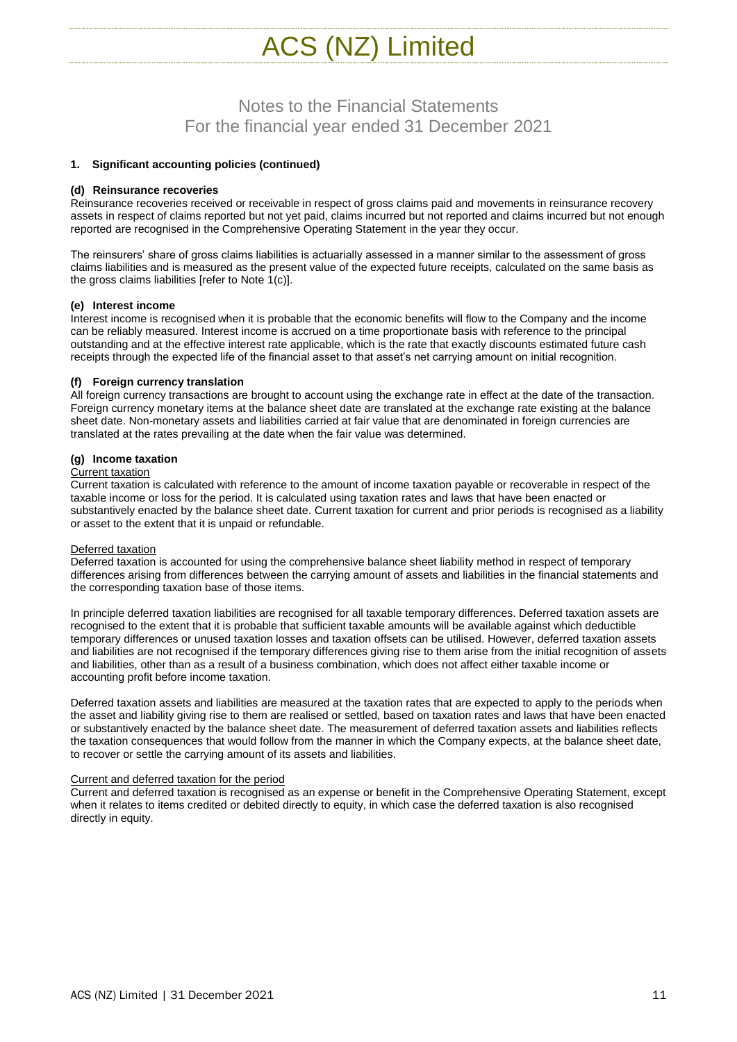# Notes to the Financial Statements
For the financial year ended 31 December 2021

**1. Significant accounting policies (continued)**

**(d) Reinsurance recoveries**

Reinsurance recoveries received or receivable in respect of gross claims paid and movements in reinsurance recovery assets in respect of claims reported but not yet paid, claims incurred but not reported and claims incurred but not enough reported are recognised in the Comprehensive Operating Statement in the year they occur.

The reinsurers' share of gross claims liabilities is actuarially assessed in a manner similar to the assessment of gross claims liabilities and is measured as the present value of the expected future receipts, calculated on the same basis as the gross claims liabilities [refer to Note 1(c)].

**(e) Interest income**

Interest income is recognised when it is probable that the economic benefits will flow to the Company and the income can be reliably measured. Interest income is accrued on a time proportionate basis with reference to the principal outstanding and at the effective interest rate applicable, which is the rate that exactly discounts estimated future cash receipts through the expected life of the financial asset to that asset's net carrying amount on initial recognition.

**(f) Foreign currency translation**

All foreign currency transactions are brought to account using the exchange rate in effect at the date of the transaction. Foreign currency monetary items at the balance sheet date are translated at the exchange rate existing at the balance sheet date. Non-monetary assets and liabilities carried at fair value that are denominated in foreign currencies are translated at the rates prevailing at the date when the fair value was determined.

**(g) Income taxation**

Current taxation

Current taxation is calculated with reference to the amount of income taxation payable or recoverable in respect of the taxable income or loss for the period. It is calculated using taxation rates and laws that have been enacted or substantively enacted by the balance sheet date. Current taxation for current and prior periods is recognised as a liability or asset to the extent that it is unpaid or refundable.

Deferred taxation

Deferred taxation is accounted for using the comprehensive balance sheet liability method in respect of temporary differences arising from differences between the carrying amount of assets and liabilities in the financial statements and the corresponding taxation base of those items.

In principle deferred taxation liabilities are recognised for all taxable temporary differences. Deferred taxation assets are recognised to the extent that it is probable that sufficient taxable amounts will be available against which deductible temporary differences or unused taxation losses and taxation offsets can be utilised. However, deferred taxation assets and liabilities are not recognised if the temporary differences giving rise to them arise from the initial recognition of assets and liabilities, other than as a result of a business combination, which does not affect either taxable income or accounting profit before income taxation.

Deferred taxation assets and liabilities are measured at the taxation rates that are expected to apply to the periods when the asset and liability giving rise to them are realised or settled, based on taxation rates and laws that have been enacted or substantively enacted by the balance sheet date. The measurement of deferred taxation assets and liabilities reflects the taxation consequences that would follow from the manner in which the Company expects, at the balance sheet date, to recover or settle the carrying amount of its assets and liabilities.

Current and deferred taxation for the period

Current and deferred taxation is recognised as an expense or benefit in the Comprehensive Operating Statement, except when it relates to items credited or debited directly to equity, in which case the deferred taxation is also recognised directly in equity.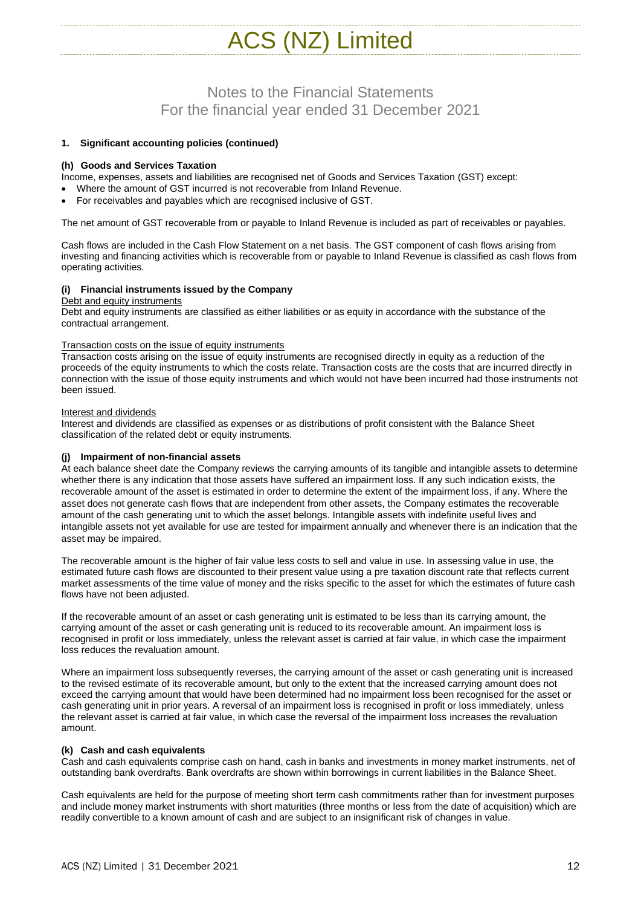# Notes to the Financial Statements
## For the financial year ended 31 December 2021

**1. Significant accounting policies (continued)**

**(h) Goods and Services Taxation**

Income, expenses, assets and liabilities are recognised net of Goods and Services Taxation (GST) except:

- Where the amount of GST incurred is not recoverable from Inland Revenue.
- For receivables and payables which are recognised inclusive of GST.

The net amount of GST recoverable from or payable to Inland Revenue is included as part of receivables or payables.

Cash flows are included in the Cash Flow Statement on a net basis. The GST component of cash flows arising from investing and financing activities which is recoverable from or payable to Inland Revenue is classified as cash flows from operating activities.

**(i) Financial instruments issued by the Company**

Debt and equity instruments

Debt and equity instruments are classified as either liabilities or as equity in accordance with the substance of the contractual arrangement.

Transaction costs on the issue of equity instruments

Transaction costs arising on the issue of equity instruments are recognised directly in equity as a reduction of the proceeds of the equity instruments to which the costs relate. Transaction costs are the costs that are incurred directly in connection with the issue of those equity instruments and which would not have been incurred had those instruments not been issued.

Interest and dividends

Interest and dividends are classified as expenses or as distributions of profit consistent with the Balance Sheet classification of the related debt or equity instruments.

**(j) Impairment of non-financial assets**

At each balance sheet date the Company reviews the carrying amounts of its tangible and intangible assets to determine whether there is any indication that those assets have suffered an impairment loss. If any such indication exists, the recoverable amount of the asset is estimated in order to determine the extent of the impairment loss, if any. Where the asset does not generate cash flows that are independent from other assets, the Company estimates the recoverable amount of the cash generating unit to which the asset belongs. Intangible assets with indefinite useful lives and intangible assets not yet available for use are tested for impairment annually and whenever there is an indication that the asset may be impaired.

The recoverable amount is the higher of fair value less costs to sell and value in use. In assessing value in use, the estimated future cash flows are discounted to their present value using a pre taxation discount rate that reflects current market assessments of the time value of money and the risks specific to the asset for which the estimates of future cash flows have not been adjusted.

If the recoverable amount of an asset or cash generating unit is estimated to be less than its carrying amount, the carrying amount of the asset or cash generating unit is reduced to its recoverable amount. An impairment loss is recognised in profit or loss immediately, unless the relevant asset is carried at fair value, in which case the impairment loss reduces the revaluation amount.

Where an impairment loss subsequently reverses, the carrying amount of the asset or cash generating unit is increased to the revised estimate of its recoverable amount, but only to the extent that the increased carrying amount does not exceed the carrying amount that would have been determined had no impairment loss been recognised for the asset or cash generating unit in prior years. A reversal of an impairment loss is recognised in profit or loss immediately, unless the relevant asset is carried at fair value, in which case the reversal of the impairment loss increases the revaluation amount.

**(k) Cash and cash equivalents**

Cash and cash equivalents comprise cash on hand, cash in banks and investments in money market instruments, net of outstanding bank overdrafts. Bank overdrafts are shown within borrowings in current liabilities in the Balance Sheet.

Cash equivalents are held for the purpose of meeting short term cash commitments rather than for investment purposes and include money market instruments with short maturities (three months or less from the date of acquisition) which are readily convertible to a known amount of cash and are subject to an insignificant risk of changes in value.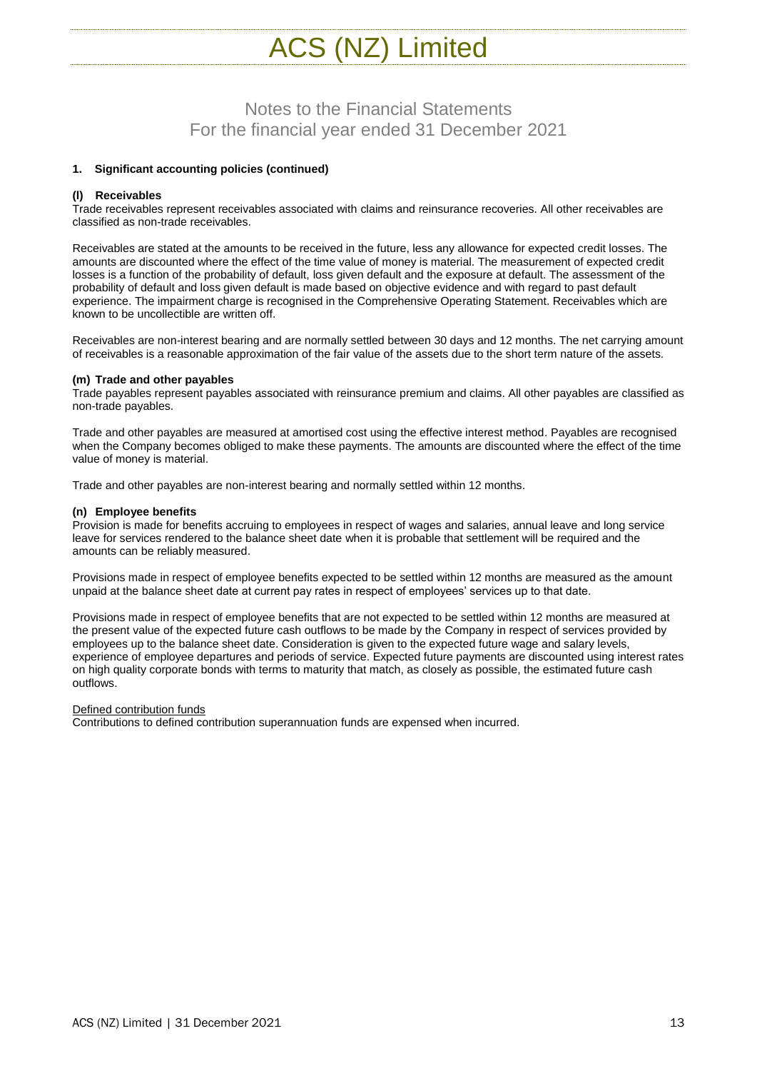# Notes to the Financial Statements
For the financial year ended 31 December 2021

**1. Significant accounting policies (continued)**

**(l) Receivables**

Trade receivables represent receivables associated with claims and reinsurance recoveries. All other receivables are classified as non-trade receivables.

Receivables are stated at the amounts to be received in the future, less any allowance for expected credit losses. The amounts are discounted where the effect of the time value of money is material. The measurement of expected credit losses is a function of the probability of default, loss given default and the exposure at default. The assessment of the probability of default and loss given default is made based on objective evidence and with regard to past default experience. The impairment charge is recognised in the Comprehensive Operating Statement. Receivables which are known to be uncollectible are written off.

Receivables are non-interest bearing and are normally settled between 30 days and 12 months. The net carrying amount of receivables is a reasonable approximation of the fair value of the assets due to the short term nature of the assets.

**(m) Trade and other payables**

Trade payables represent payables associated with reinsurance premium and claims. All other payables are classified as non-trade payables.

Trade and other payables are measured at amortised cost using the effective interest method. Payables are recognised when the Company becomes obliged to make these payments. The amounts are discounted where the effect of the time value of money is material.

Trade and other payables are non-interest bearing and normally settled within 12 months.

**(n) Employee benefits**

Provision is made for benefits accruing to employees in respect of wages and salaries, annual leave and long service leave for services rendered to the balance sheet date when it is probable that settlement will be required and the amounts can be reliably measured.

Provisions made in respect of employee benefits expected to be settled within 12 months are measured as the amount unpaid at the balance sheet date at current pay rates in respect of employees' services up to that date.

Provisions made in respect of employee benefits that are not expected to be settled within 12 months are measured at the present value of the expected future cash outflows to be made by the Company in respect of services provided by employees up to the balance sheet date. Consideration is given to the expected future wage and salary levels, experience of employee departures and periods of service. Expected future payments are discounted using interest rates on high quality corporate bonds with terms to maturity that match, as closely as possible, the estimated future cash outflows.

Defined contribution funds

Contributions to defined contribution superannuation funds are expensed when incurred.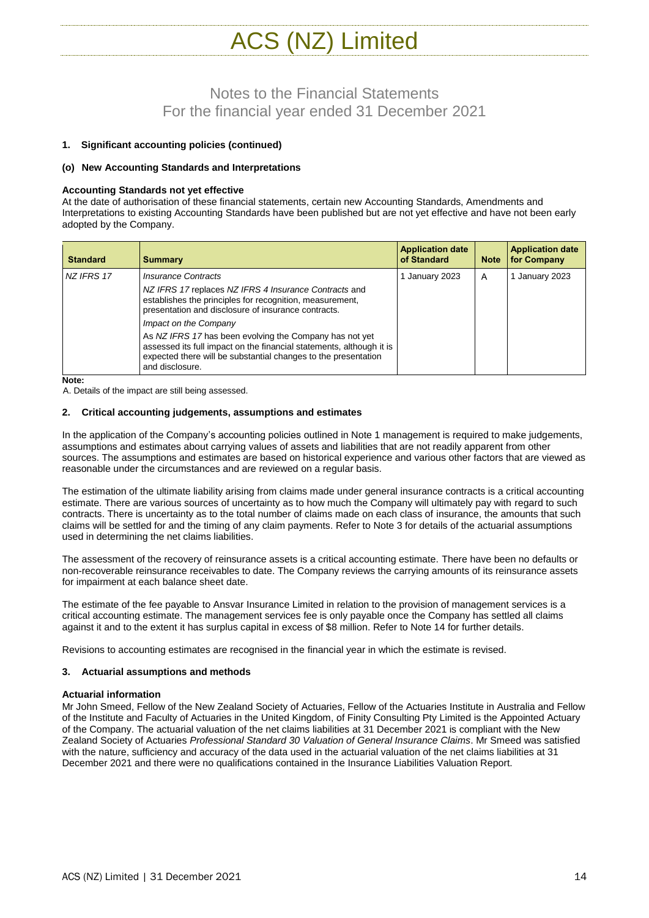## 1. Significant accounting policies (continued)

### (o) New Accounting Standards and Interpretations

**Accounting Standards not yet effective**

At the date of authorisation of these financial statements, certain new Accounting Standards, Amendments and Interpretations to existing Accounting Standards have been published but are not yet effective and have not been early adopted by the Company.

| Standard | Summary | Application date of Standard | Note | Application date for Company |
|---|---|---|---|---|
| *NZ IFRS 17* | *Insurance Contracts*<br><br>*NZ IFRS 17* replaces *NZ IFRS 4 Insurance Contracts* and establishes the principles for recognition, measurement, presentation and disclosure of insurance contracts.<br><br>*Impact on the Company*<br><br>As *NZ IFRS 17* has been evolving the Company has not yet assessed its full impact on the financial statements, although it is expected there will be substantial changes to the presentation and disclosure. | 1 January 2023 | A | 1 January 2023 |

**Note:**

A. Details of the impact are still being assessed.

## 2. Critical accounting judgements, assumptions and estimates

In the application of the Company's accounting policies outlined in Note 1 management is required to make judgements, assumptions and estimates about carrying values of assets and liabilities that are not readily apparent from other sources. The assumptions and estimates are based on historical experience and various other factors that are viewed as reasonable under the circumstances and are reviewed on a regular basis.

The estimation of the ultimate liability arising from claims made under general insurance contracts is a critical accounting estimate. There are various sources of uncertainty as to how much the Company will ultimately pay with regard to such contracts. There is uncertainty as to the total number of claims made on each class of insurance, the amounts that such claims will be settled for and the timing of any claim payments. Refer to Note 3 for details of the actuarial assumptions used in determining the net claims liabilities.

The assessment of the recovery of reinsurance assets is a critical accounting estimate. There have been no defaults or non-recoverable reinsurance receivables to date. The Company reviews the carrying amounts of its reinsurance assets for impairment at each balance sheet date.

The estimate of the fee payable to Ansvar Insurance Limited in relation to the provision of management services is a critical accounting estimate. The management services fee is only payable once the Company has settled all claims against it and to the extent it has surplus capital in excess of $8 million. Refer to Note 14 for further details.

Revisions to accounting estimates are recognised in the financial year in which the estimate is revised.

## 3. Actuarial assumptions and methods

**Actuarial information**

Mr John Smeed, Fellow of the New Zealand Society of Actuaries, Fellow of the Actuaries Institute in Australia and Fellow of the Institute and Faculty of Actuaries in the United Kingdom, of Finity Consulting Pty Limited is the Appointed Actuary of the Company. The actuarial valuation of the net claims liabilities at 31 December 2021 is compliant with the New Zealand Society of Actuaries *Professional Standard 30 Valuation of General Insurance Claims*. Mr Smeed was satisfied with the nature, sufficiency and accuracy of the data used in the actuarial valuation of the net claims liabilities at 31 December 2021 and there were no qualifications contained in the Insurance Liabilities Valuation Report.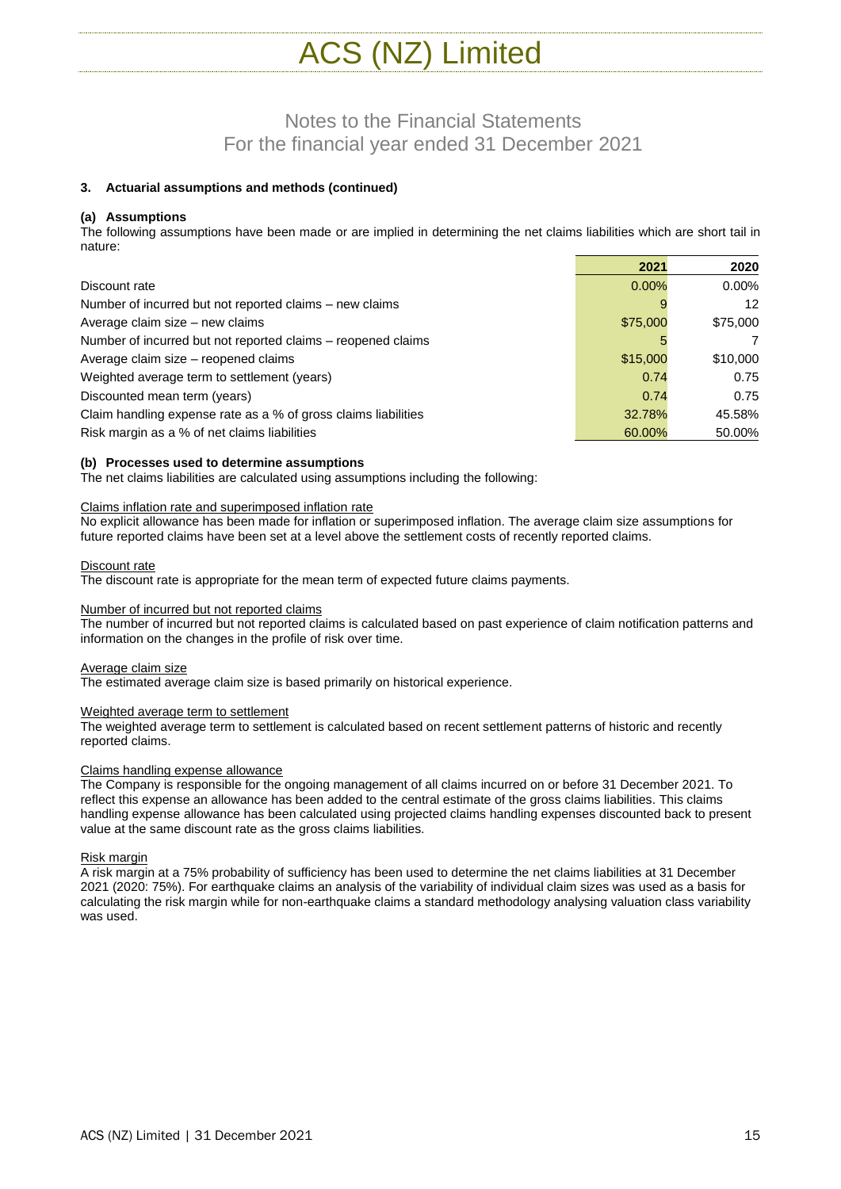# ACS (NZ) Limited

## Notes to the Financial Statements
## For the financial year ended 31 December 2021

### 3. Actuarial assumptions and methods (continued)

#### (a) Assumptions

The following assumptions have been made or are implied in determining the net claims liabilities which are short tail in nature:

| | 2021 | 2020 |
|---|---|---|
| Discount rate | 0.00% | 0.00% |
| Number of incurred but not reported claims – new claims | 9 | 12 |
| Average claim size – new claims | $75,000 | $75,000 |
| Number of incurred but not reported claims – reopened claims | 5 | 7 |
| Average claim size – reopened claims | $15,000 | $10,000 |
| Weighted average term to settlement (years) | 0.74 | 0.75 |
| Discounted mean term (years) | 0.74 | 0.75 |
| Claim handling expense rate as a % of gross claims liabilities | 32.78% | 45.58% |
| Risk margin as a % of net claims liabilities | 60.00% | 50.00% |

#### (b) Processes used to determine assumptions

The net claims liabilities are calculated using assumptions including the following:

Claims inflation rate and superimposed inflation rate

No explicit allowance has been made for inflation or superimposed inflation. The average claim size assumptions for future reported claims have been set at a level above the settlement costs of recently reported claims.

Discount rate

The discount rate is appropriate for the mean term of expected future claims payments.

Number of incurred but not reported claims

The number of incurred but not reported claims is calculated based on past experience of claim notification patterns and information on the changes in the profile of risk over time.

Average claim size

The estimated average claim size is based primarily on historical experience.

Weighted average term to settlement

The weighted average term to settlement is calculated based on recent settlement patterns of historic and recently reported claims.

Claims handling expense allowance

The Company is responsible for the ongoing management of all claims incurred on or before 31 December 2021. To reflect this expense an allowance has been added to the central estimate of the gross claims liabilities. This claims handling expense allowance has been calculated using projected claims handling expenses discounted back to present value at the same discount rate as the gross claims liabilities.

Risk margin

A risk margin at a 75% probability of sufficiency has been used to determine the net claims liabilities at 31 December 2021 (2020: 75%). For earthquake claims an analysis of the variability of individual claim sizes was used as a basis for calculating the risk margin while for non-earthquake claims a standard methodology analysing valuation class variability was used.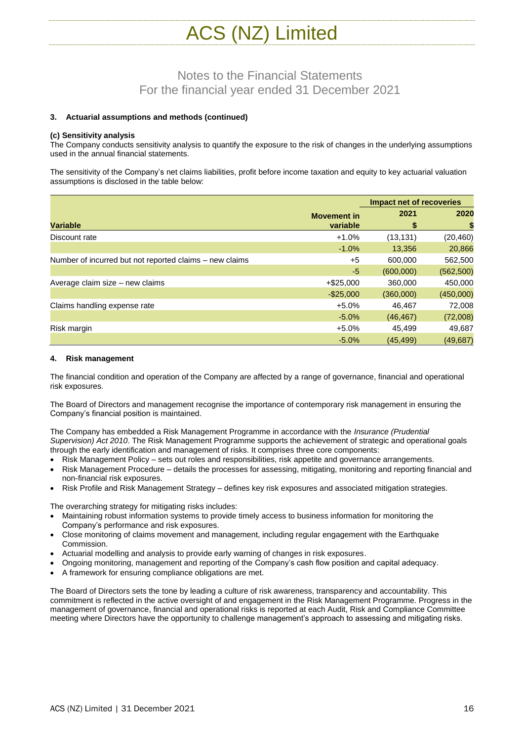# ACS (NZ) Limited

## Notes to the Financial Statements
## For the financial year ended 31 December 2021

### 3. Actuarial assumptions and methods (continued)

**(c) Sensitivity analysis**

The Company conducts sensitivity analysis to quantify the exposure to the risk of changes in the underlying assumptions used in the annual financial statements.

The sensitivity of the Company's net claims liabilities, profit before income taxation and equity to key actuarial valuation assumptions is disclosed in the table below:

| Variable | Movement in variable | Impact net of recoveries 2021 $ | Impact net of recoveries 2020 $ |
|---|---|---|---|
| Discount rate | +1.0% | (13,131) | (20,460) |
| | -1.0% | 13,356 | 20,866 |
| Number of incurred but not reported claims – new claims | +5 | 600,000 | 562,500 |
| | -5 | (600,000) | (562,500) |
| Average claim size – new claims | +$25,000 | 360,000 | 450,000 |
| | -$25,000 | (360,000) | (450,000) |
| Claims handling expense rate | +5.0% | 46,467 | 72,008 |
| | -5.0% | (46,467) | (72,008) |
| Risk margin | +5.0% | 45,499 | 49,687 |
| | -5.0% | (45,499) | (49,687) |

### 4. Risk management

The financial condition and operation of the Company are affected by a range of governance, financial and operational risk exposures.

The Board of Directors and management recognise the importance of contemporary risk management in ensuring the Company's financial position is maintained.

The Company has embedded a Risk Management Programme in accordance with the *Insurance (Prudential Supervision) Act 2010*. The Risk Management Programme supports the achievement of strategic and operational goals through the early identification and management of risks. It comprises three core components:

- Risk Management Policy – sets out roles and responsibilities, risk appetite and governance arrangements.
- Risk Management Procedure – details the processes for assessing, mitigating, monitoring and reporting financial and non-financial risk exposures.
- Risk Profile and Risk Management Strategy – defines key risk exposures and associated mitigation strategies.

The overarching strategy for mitigating risks includes:

- Maintaining robust information systems to provide timely access to business information for monitoring the Company's performance and risk exposures.
- Close monitoring of claims movement and management, including regular engagement with the Earthquake Commission.
- Actuarial modelling and analysis to provide early warning of changes in risk exposures.
- Ongoing monitoring, management and reporting of the Company's cash flow position and capital adequacy.
- A framework for ensuring compliance obligations are met.

The Board of Directors sets the tone by leading a culture of risk awareness, transparency and accountability. This commitment is reflected in the active oversight of and engagement in the Risk Management Programme. Progress in the management of governance, financial and operational risks is reported at each Audit, Risk and Compliance Committee meeting where Directors have the opportunity to challenge management's approach to assessing and mitigating risks.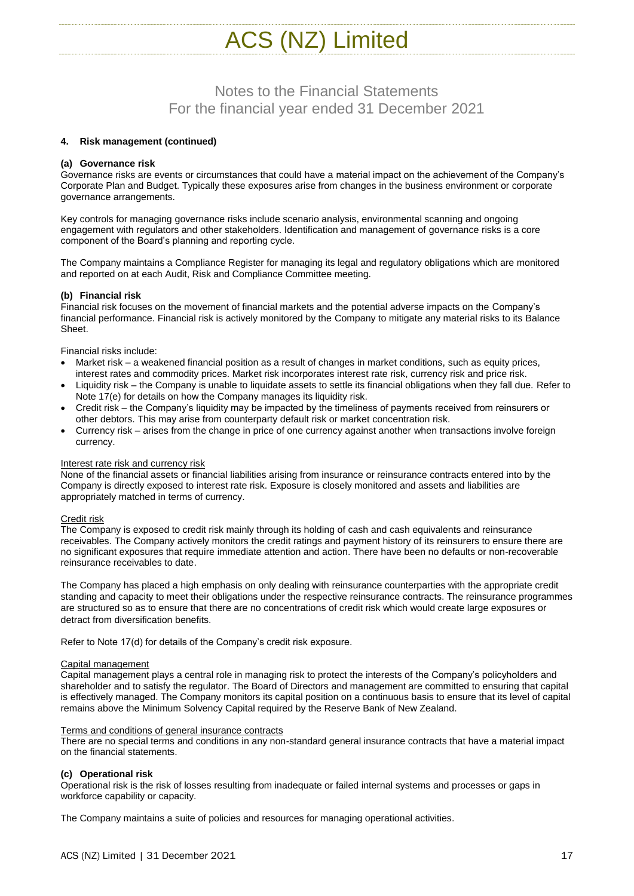# ACS (NZ) Limited

## Notes to the Financial Statements
## For the financial year ended 31 December 2021

### 4. Risk management (continued)

#### (a) Governance risk

Governance risks are events or circumstances that could have a material impact on the achievement of the Company's Corporate Plan and Budget. Typically these exposures arise from changes in the business environment or corporate governance arrangements.

Key controls for managing governance risks include scenario analysis, environmental scanning and ongoing engagement with regulators and other stakeholders. Identification and management of governance risks is a core component of the Board's planning and reporting cycle.

The Company maintains a Compliance Register for managing its legal and regulatory obligations which are monitored and reported on at each Audit, Risk and Compliance Committee meeting.

#### (b) Financial risk

Financial risk focuses on the movement of financial markets and the potential adverse impacts on the Company's financial performance. Financial risk is actively monitored by the Company to mitigate any material risks to its Balance Sheet.

Financial risks include:

- Market risk – a weakened financial position as a result of changes in market conditions, such as equity prices, interest rates and commodity prices. Market risk incorporates interest rate risk, currency risk and price risk.
- Liquidity risk – the Company is unable to liquidate assets to settle its financial obligations when they fall due. Refer to Note 17(e) for details on how the Company manages its liquidity risk.
- Credit risk – the Company's liquidity may be impacted by the timeliness of payments received from reinsurers or other debtors. This may arise from counterparty default risk or market concentration risk.
- Currency risk – arises from the change in price of one currency against another when transactions involve foreign currency.

Interest rate risk and currency risk

None of the financial assets or financial liabilities arising from insurance or reinsurance contracts entered into by the Company is directly exposed to interest rate risk. Exposure is closely monitored and assets and liabilities are appropriately matched in terms of currency.

Credit risk

The Company is exposed to credit risk mainly through its holding of cash and cash equivalents and reinsurance receivables. The Company actively monitors the credit ratings and payment history of its reinsurers to ensure there are no significant exposures that require immediate attention and action. There have been no defaults or non-recoverable reinsurance receivables to date.

The Company has placed a high emphasis on only dealing with reinsurance counterparties with the appropriate credit standing and capacity to meet their obligations under the respective reinsurance contracts. The reinsurance programmes are structured so as to ensure that there are no concentrations of credit risk which would create large exposures or detract from diversification benefits.

Refer to Note 17(d) for details of the Company's credit risk exposure.

Capital management

Capital management plays a central role in managing risk to protect the interests of the Company's policyholders and shareholder and to satisfy the regulator. The Board of Directors and management are committed to ensuring that capital is effectively managed. The Company monitors its capital position on a continuous basis to ensure that its level of capital remains above the Minimum Solvency Capital required by the Reserve Bank of New Zealand.

Terms and conditions of general insurance contracts

There are no special terms and conditions in any non-standard general insurance contracts that have a material impact on the financial statements.

#### (c) Operational risk

Operational risk is the risk of losses resulting from inadequate or failed internal systems and processes or gaps in workforce capability or capacity.

The Company maintains a suite of policies and resources for managing operational activities.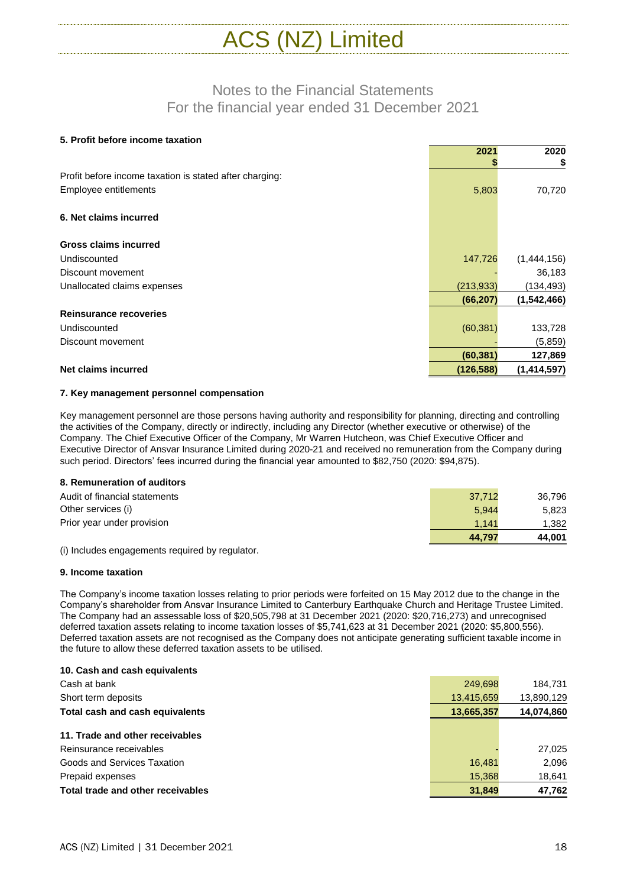# ACS (NZ) Limited

## Notes to the Financial Statements
## For the financial year ended 31 December 2021

### 5. Profit before income taxation

| | 2021 $ | 2020 $ |
|---|---|---|
| Profit before income taxation is stated after charging: | | |
| Employee entitlements | 5,803 | 70,720 |

### 6. Net claims incurred

| | 2021 $ | 2020 $ |
|---|---|---|
| **Gross claims incurred** | | |
| Undiscounted | 147,726 | (1,444,156) |
| Discount movement | - | 36,183 |
| Unallocated claims expenses | (213,933) | (134,493) |
| | **(66,207)** | **(1,542,466)** |
| **Reinsurance recoveries** | | |
| Undiscounted | (60,381) | 133,728 |
| Discount movement | - | (5,859) |
| | **(60,381)** | **127,869** |
| **Net claims incurred** | **(126,588)** | **(1,414,597)** |

### 7. Key management personnel compensation

Key management personnel are those persons having authority and responsibility for planning, directing and controlling the activities of the Company, directly or indirectly, including any Director (whether executive or otherwise) of the Company. The Chief Executive Officer of the Company, Mr Warren Hutcheon, was Chief Executive Officer and Executive Director of Ansvar Insurance Limited during 2020-21 and received no remuneration from the Company during such period. Directors' fees incurred during the financial year amounted to $82,750 (2020: $94,875).

### 8. Remuneration of auditors

| | 2021 $ | 2020 $ |
|---|---|---|
| Audit of financial statements | 37,712 | 36,796 |
| Other services (i) | 5,944 | 5,823 |
| Prior year under provision | 1,141 | 1,382 |
| | **44,797** | **44,001** |

(i) Includes engagements required by regulator.

### 9. Income taxation

The Company's income taxation losses relating to prior periods were forfeited on 15 May 2012 due to the change in the Company's shareholder from Ansvar Insurance Limited to Canterbury Earthquake Church and Heritage Trustee Limited. The Company had an assessable loss of $20,505,798 at 31 December 2021 (2020: $20,716,273) and unrecognised deferred taxation assets relating to income taxation losses of $5,741,623 at 31 December 2021 (2020: $5,800,556). Deferred taxation assets are not recognised as the Company does not anticipate generating sufficient taxable income in the future to allow these deferred taxation assets to be utilised.

### 10. Cash and cash equivalents

| | 2021 $ | 2020 $ |
|---|---|---|
| Cash at bank | 249,698 | 184,731 |
| Short term deposits | 13,415,659 | 13,890,129 |
| **Total cash and cash equivalents** | **13,665,357** | **14,074,860** |

### 11. Trade and other receivables

| | 2021 $ | 2020 $ |
|---|---|---|
| Reinsurance receivables | - | 27,025 |
| Goods and Services Taxation | 16,481 | 2,096 |
| Prepaid expenses | 15,368 | 18,641 |
| **Total trade and other receivables** | **31,849** | **47,762** |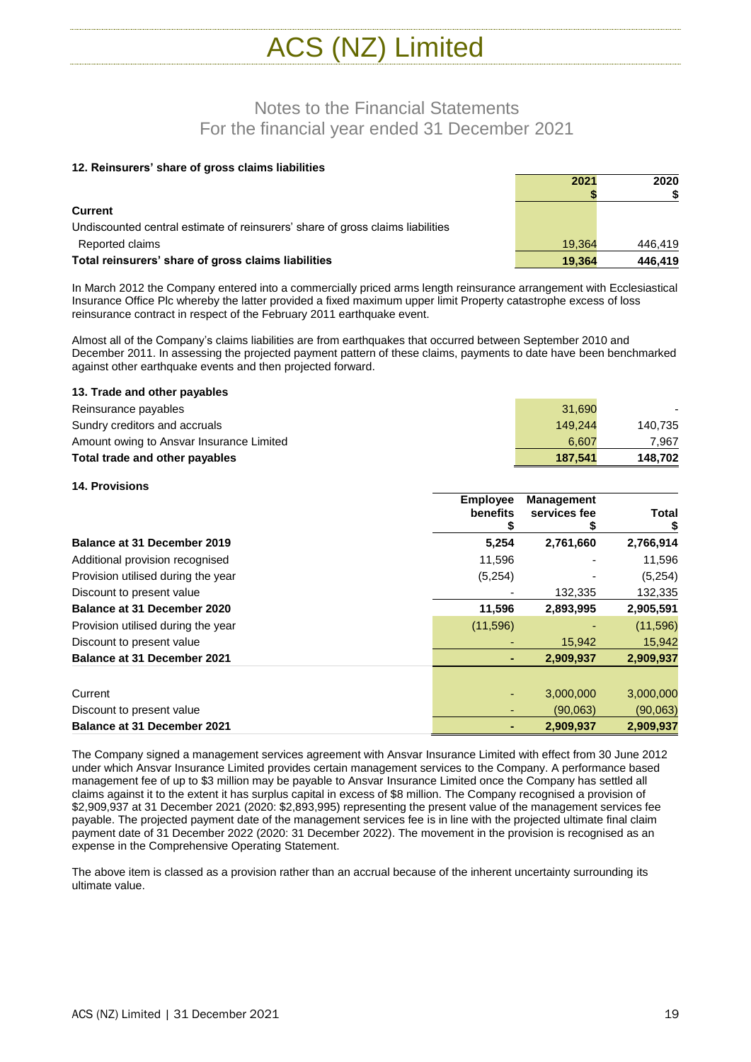# ACS (NZ) Limited

## Notes to the Financial Statements
## For the financial year ended 31 December 2021

### 12. Reinsurers' share of gross claims liabilities

| | 2021 $ | 2020 $ |
|---|---|---|
| **Current** | | |
| Undiscounted central estimate of reinsurers' share of gross claims liabilities | | |
| Reported claims | 19,364 | 446,419 |
| **Total reinsurers' share of gross claims liabilities** | **19,364** | **446,419** |

In March 2012 the Company entered into a commercially priced arms length reinsurance arrangement with Ecclesiastical Insurance Office Plc whereby the latter provided a fixed maximum upper limit Property catastrophe excess of loss reinsurance contract in respect of the February 2011 earthquake event.

Almost all of the Company's claims liabilities are from earthquakes that occurred between September 2010 and December 2011. In assessing the projected payment pattern of these claims, payments to date have been benchmarked against other earthquake events and then projected forward.

### 13. Trade and other payables

| | 2021 $ | 2020 $ |
|---|---|---|
| Reinsurance payables | 31,690 | - |
| Sundry creditors and accruals | 149,244 | 140,735 |
| Amount owing to Ansvar Insurance Limited | 6,607 | 7,967 |
| **Total trade and other payables** | **187,541** | **148,702** |

### 14. Provisions

| | Employee benefits $ | Management services fee $ | Total $ |
|---|---|---|---|
| **Balance at 31 December 2019** | **5,254** | **2,761,660** | **2,766,914** |
| Additional provision recognised | 11,596 | - | 11,596 |
| Provision utilised during the year | (5,254) | - | (5,254) |
| Discount to present value | - | 132,335 | 132,335 |
| **Balance at 31 December 2020** | **11,596** | **2,893,995** | **2,905,591** |
| Provision utilised during the year | (11,596) | - | (11,596) |
| Discount to present value | - | 15,942 | 15,942 |
| **Balance at 31 December 2021** | **-** | **2,909,937** | **2,909,937** |
| | | | |
| Current | - | 3,000,000 | 3,000,000 |
| Discount to present value | - | (90,063) | (90,063) |
| **Balance at 31 December 2021** | **-** | **2,909,937** | **2,909,937** |

The Company signed a management services agreement with Ansvar Insurance Limited with effect from 30 June 2012 under which Ansvar Insurance Limited provides certain management services to the Company. A performance based management fee of up to $3 million may be payable to Ansvar Insurance Limited once the Company has settled all claims against it to the extent it has surplus capital in excess of $8 million. The Company recognised a provision of $2,909,937 at 31 December 2021 (2020: $2,893,995) representing the present value of the management services fee payable. The projected payment date of the management services fee is in line with the projected ultimate final claim payment date of 31 December 2022 (2020: 31 December 2022). The movement in the provision is recognised as an expense in the Comprehensive Operating Statement.

The above item is classed as a provision rather than an accrual because of the inherent uncertainty surrounding its ultimate value.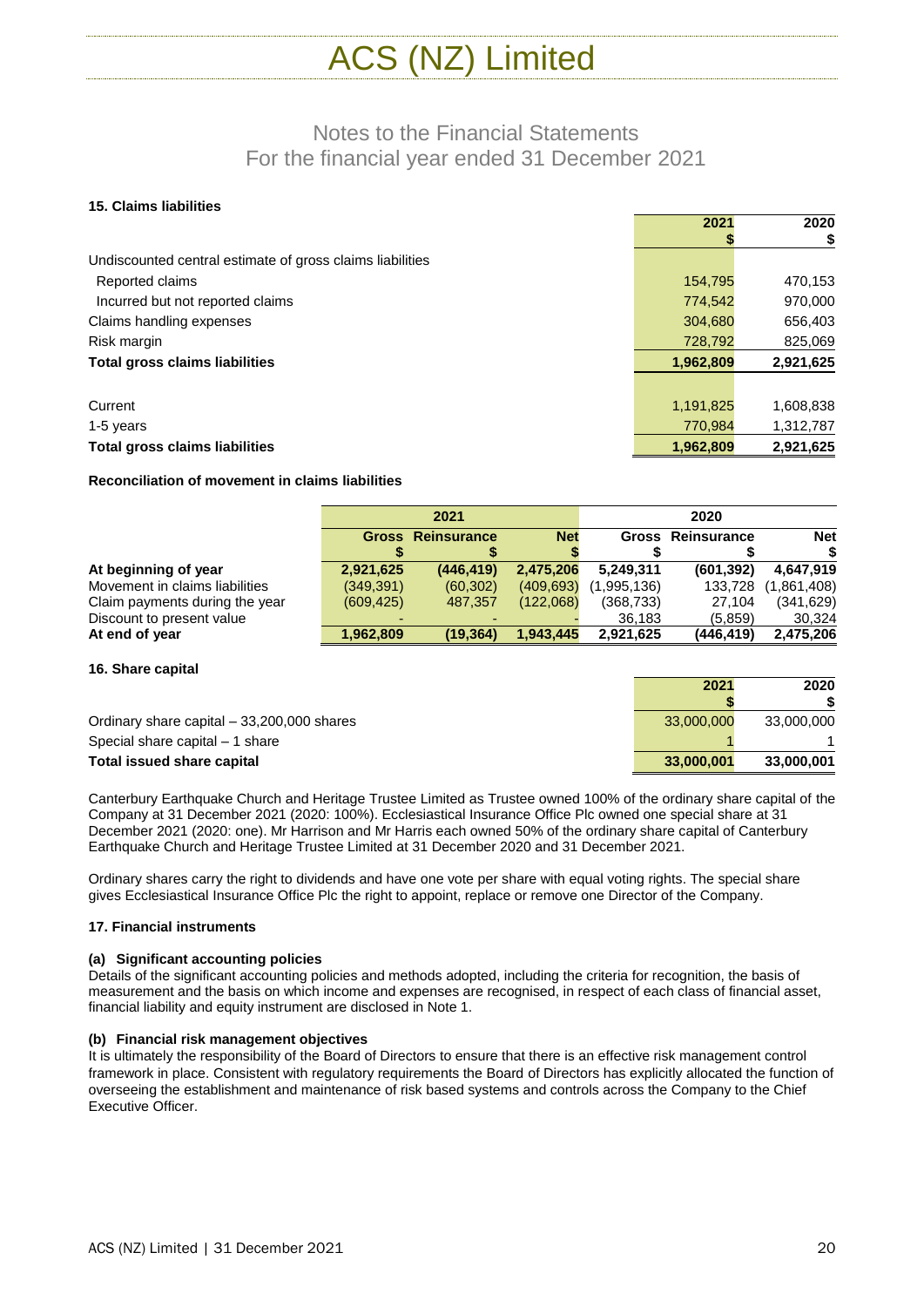# ACS (NZ) Limited

## Notes to the Financial Statements
## For the financial year ended 31 December 2021

### 15. Claims liabilities

| | 2021 $ | 2020 $ |
|---|---|---|
| Undiscounted central estimate of gross claims liabilities | | |
| Reported claims | 154,795 | 470,153 |
| Incurred but not reported claims | 774,542 | 970,000 |
| Claims handling expenses | 304,680 | 656,403 |
| Risk margin | 728,792 | 825,069 |
| **Total gross claims liabilities** | **1,962,809** | **2,921,625** |
| | | |
| Current | 1,191,825 | 1,608,838 |
| 1-5 years | 770,984 | 1,312,787 |
| **Total gross claims liabilities** | **1,962,809** | **2,921,625** |

**Reconciliation of movement in claims liabilities**

| | 2021 | | | 2020 | | |
|---|---|---|---|---|---|---|
| | Gross $ | Reinsurance $ | Net $ | Gross $ | Reinsurance $ | Net $ |
| **At beginning of year** | **2,921,625** | **(446,419)** | **2,475,206** | **5,249,311** | **(601,392)** | **4,647,919** |
| Movement in claims liabilities | (349,391) | (60,302) | (409,693) | (1,995,136) | 133,728 | (1,861,408) |
| Claim payments during the year | (609,425) | 487,357 | (122,068) | (368,733) | 27,104 | (341,629) |
| Discount to present value | - | - | - | 36,183 | (5,859) | 30,324 |
| **At end of year** | **1,962,809** | **(19,364)** | **1,943,445** | **2,921,625** | **(446,419)** | **2,475,206** |

### 16. Share capital

| | 2021 $ | 2020 $ |
|---|---|---|
| Ordinary share capital – 33,200,000 shares | 33,000,000 | 33,000,000 |
| Special share capital – 1 share | 1 | 1 |
| **Total issued share capital** | **33,000,001** | **33,000,001** |

Canterbury Earthquake Church and Heritage Trustee Limited as Trustee owned 100% of the ordinary share capital of the Company at 31 December 2021 (2020: 100%). Ecclesiastical Insurance Office Plc owned one special share at 31 December 2021 (2020: one). Mr Harrison and Mr Harris each owned 50% of the ordinary share capital of Canterbury Earthquake Church and Heritage Trustee Limited at 31 December 2020 and 31 December 2021.

Ordinary shares carry the right to dividends and have one vote per share with equal voting rights. The special share gives Ecclesiastical Insurance Office Plc the right to appoint, replace or remove one Director of the Company.

### 17. Financial instruments

**(a) Significant accounting policies**

Details of the significant accounting policies and methods adopted, including the criteria for recognition, the basis of measurement and the basis on which income and expenses are recognised, in respect of each class of financial asset, financial liability and equity instrument are disclosed in Note 1.

**(b) Financial risk management objectives**

It is ultimately the responsibility of the Board of Directors to ensure that there is an effective risk management control framework in place. Consistent with regulatory requirements the Board of Directors has explicitly allocated the function of overseeing the establishment and maintenance of risk based systems and controls across the Company to the Chief Executive Officer.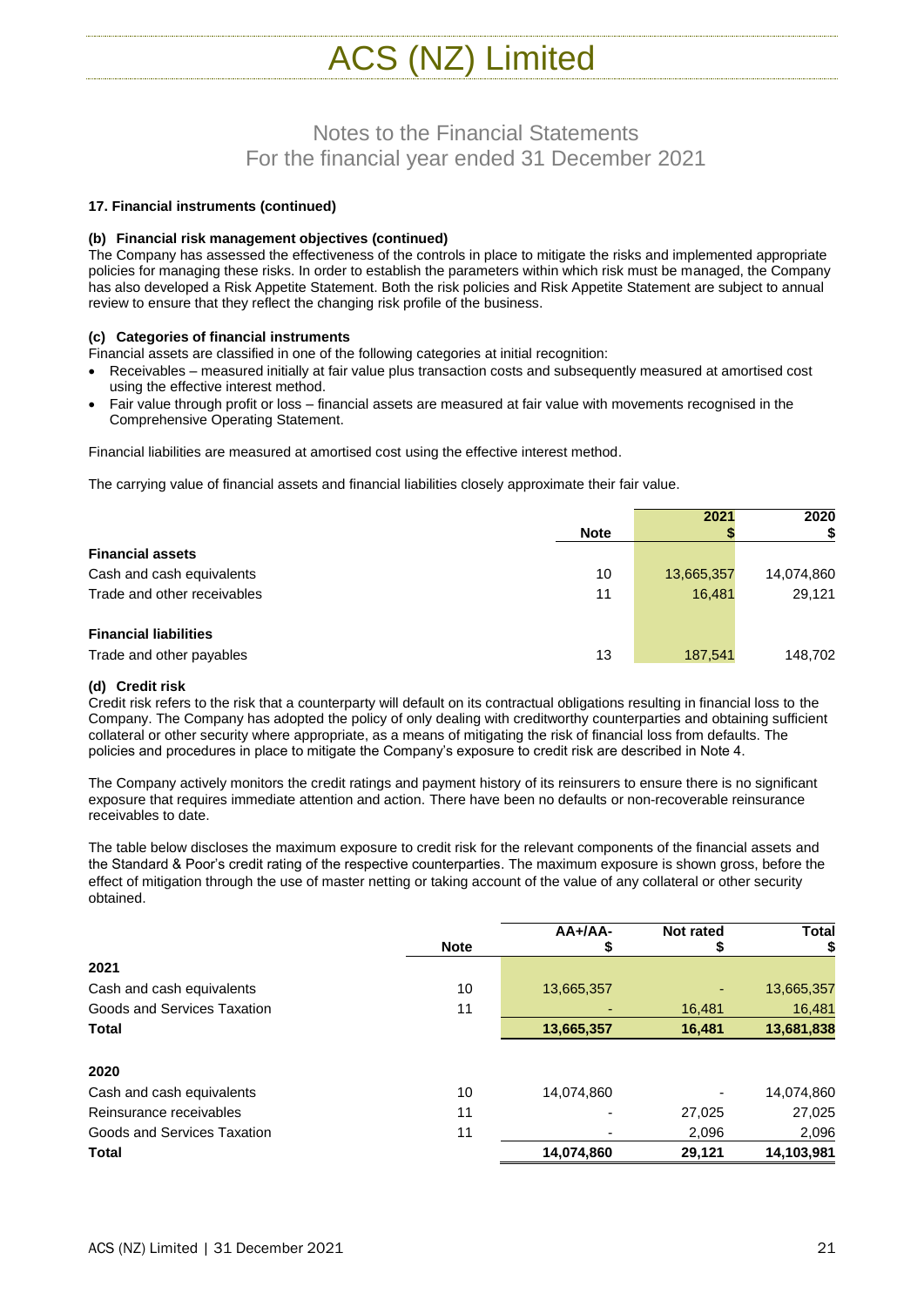# ACS (NZ) Limited

## Notes to the Financial Statements
## For the financial year ended 31 December 2021

### 17. Financial instruments (continued)

#### (b) Financial risk management objectives (continued)

The Company has assessed the effectiveness of the controls in place to mitigate the risks and implemented appropriate policies for managing these risks. In order to establish the parameters within which risk must be managed, the Company has also developed a Risk Appetite Statement. Both the risk policies and Risk Appetite Statement are subject to annual review to ensure that they reflect the changing risk profile of the business.

#### (c) Categories of financial instruments

Financial assets are classified in one of the following categories at initial recognition:

- Receivables – measured initially at fair value plus transaction costs and subsequently measured at amortised cost using the effective interest method.
- Fair value through profit or loss – financial assets are measured at fair value with movements recognised in the Comprehensive Operating Statement.

Financial liabilities are measured at amortised cost using the effective interest method.

The carrying value of financial assets and financial liabilities closely approximate their fair value.

| | Note | 2021 $ | 2020 $ |
|---|---|---|---|
| **Financial assets** | | | |
| Cash and cash equivalents | 10 | 13,665,357 | 14,074,860 |
| Trade and other receivables | 11 | 16,481 | 29,121 |
| **Financial liabilities** | | | |
| Trade and other payables | 13 | 187,541 | 148,702 |

#### (d) Credit risk

Credit risk refers to the risk that a counterparty will default on its contractual obligations resulting in financial loss to the Company. The Company has adopted the policy of only dealing with creditworthy counterparties and obtaining sufficient collateral or other security where appropriate, as a means of mitigating the risk of financial loss from defaults. The policies and procedures in place to mitigate the Company's exposure to credit risk are described in Note 4.

The Company actively monitors the credit ratings and payment history of its reinsurers to ensure there is no significant exposure that requires immediate attention and action. There have been no defaults or non-recoverable reinsurance receivables to date.

The table below discloses the maximum exposure to credit risk for the relevant components of the financial assets and the Standard & Poor's credit rating of the respective counterparties. The maximum exposure is shown gross, before the effect of mitigation through the use of master netting or taking account of the value of any collateral or other security obtained.

| | Note | AA+/AA- $ | Not rated $ | Total $ |
|---|---|---|---|---|
| **2021** | | | | |
| Cash and cash equivalents | 10 | 13,665,357 | - | 13,665,357 |
| Goods and Services Taxation | 11 | - | 16,481 | 16,481 |
| **Total** | | **13,665,357** | **16,481** | **13,681,838** |
| **2020** | | | | |
| Cash and cash equivalents | 10 | 14,074,860 | - | 14,074,860 |
| Reinsurance receivables | 11 | - | 27,025 | 27,025 |
| Goods and Services Taxation | 11 | - | 2,096 | 2,096 |
| **Total** | | **14,074,860** | **29,121** | **14,103,981** |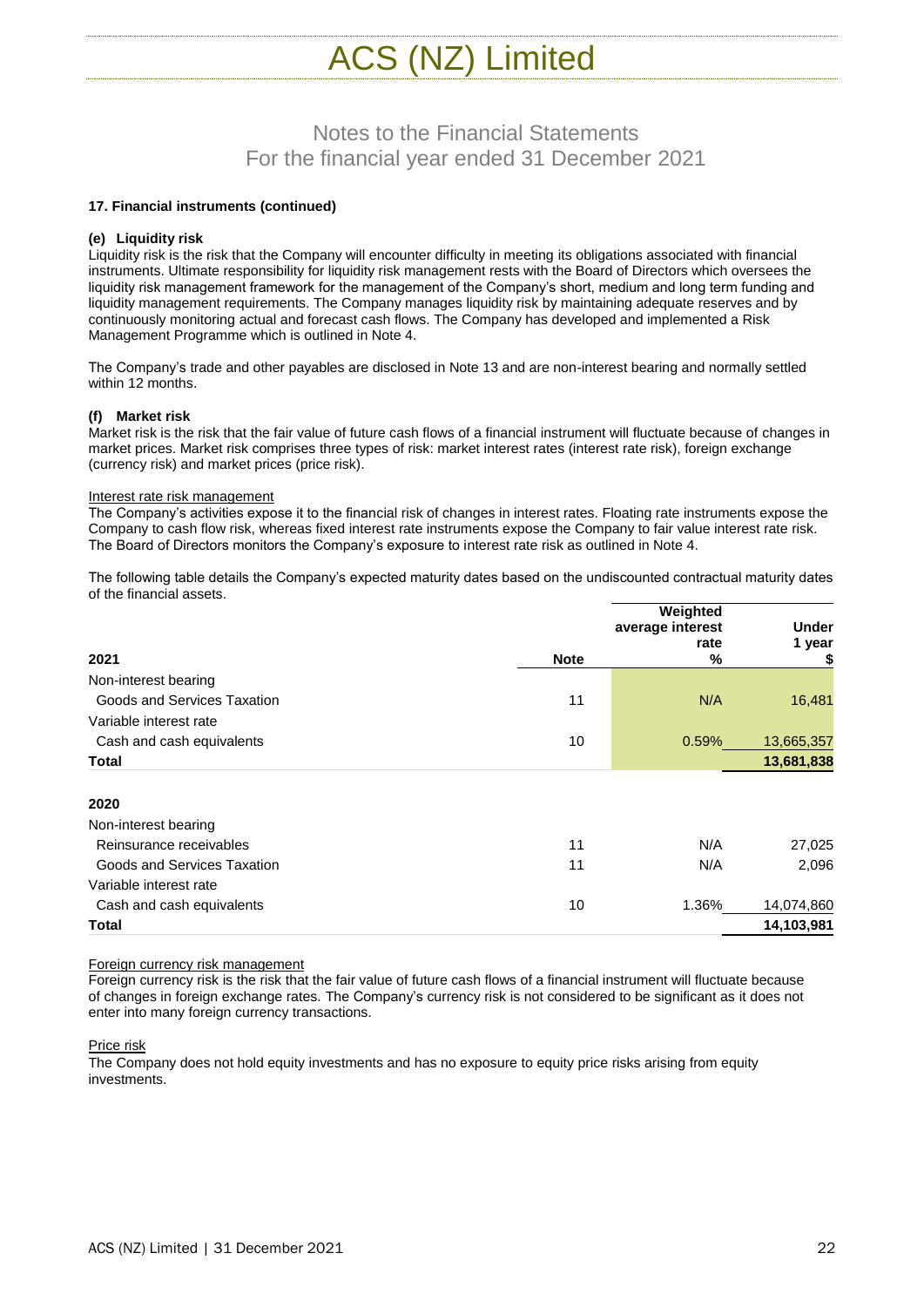# Notes to the Financial Statements
## For the financial year ended 31 December 2021

### 17. Financial instruments (continued)

**(e) Liquidity risk**

Liquidity risk is the risk that the Company will encounter difficulty in meeting its obligations associated with financial instruments. Ultimate responsibility for liquidity risk management rests with the Board of Directors which oversees the liquidity risk management framework for the management of the Company's short, medium and long term funding and liquidity management requirements. The Company manages liquidity risk by maintaining adequate reserves and by continuously monitoring actual and forecast cash flows. The Company has developed and implemented a Risk Management Programme which is outlined in Note 4.

The Company's trade and other payables are disclosed in Note 13 and are non-interest bearing and normally settled within 12 months.

**(f) Market risk**

Market risk is the risk that the fair value of future cash flows of a financial instrument will fluctuate because of changes in market prices. Market risk comprises three types of risk: market interest rates (interest rate risk), foreign exchange (currency risk) and market prices (price risk).

Interest rate risk management

The Company's activities expose it to the financial risk of changes in interest rates. Floating rate instruments expose the Company to cash flow risk, whereas fixed interest rate instruments expose the Company to fair value interest rate risk. The Board of Directors monitors the Company's exposure to interest rate risk as outlined in Note 4.

The following table details the Company's expected maturity dates based on the undiscounted contractual maturity dates of the financial assets.

| 2021 | Note | Weighted average interest rate % | Under 1 year $ |
|---|---|---|---|
| Non-interest bearing | | | |
| Goods and Services Taxation | 11 | N/A | 16,481 |
| Variable interest rate | | | |
| Cash and cash equivalents | 10 | 0.59% | 13,665,357 |
| **Total** | | | **13,681,838** |
| | | | |
| **2020** | | | |
| Non-interest bearing | | | |
| Reinsurance receivables | 11 | N/A | 27,025 |
| Goods and Services Taxation | 11 | N/A | 2,096 |
| Variable interest rate | | | |
| Cash and cash equivalents | 10 | 1.36% | 14,074,860 |
| **Total** | | | **14,103,981** |

Foreign currency risk management

Foreign currency risk is the risk that the fair value of future cash flows of a financial instrument will fluctuate because of changes in foreign exchange rates. The Company's currency risk is not considered to be significant as it does not enter into many foreign currency transactions.

Price risk

The Company does not hold equity investments and has no exposure to equity price risks arising from equity investments.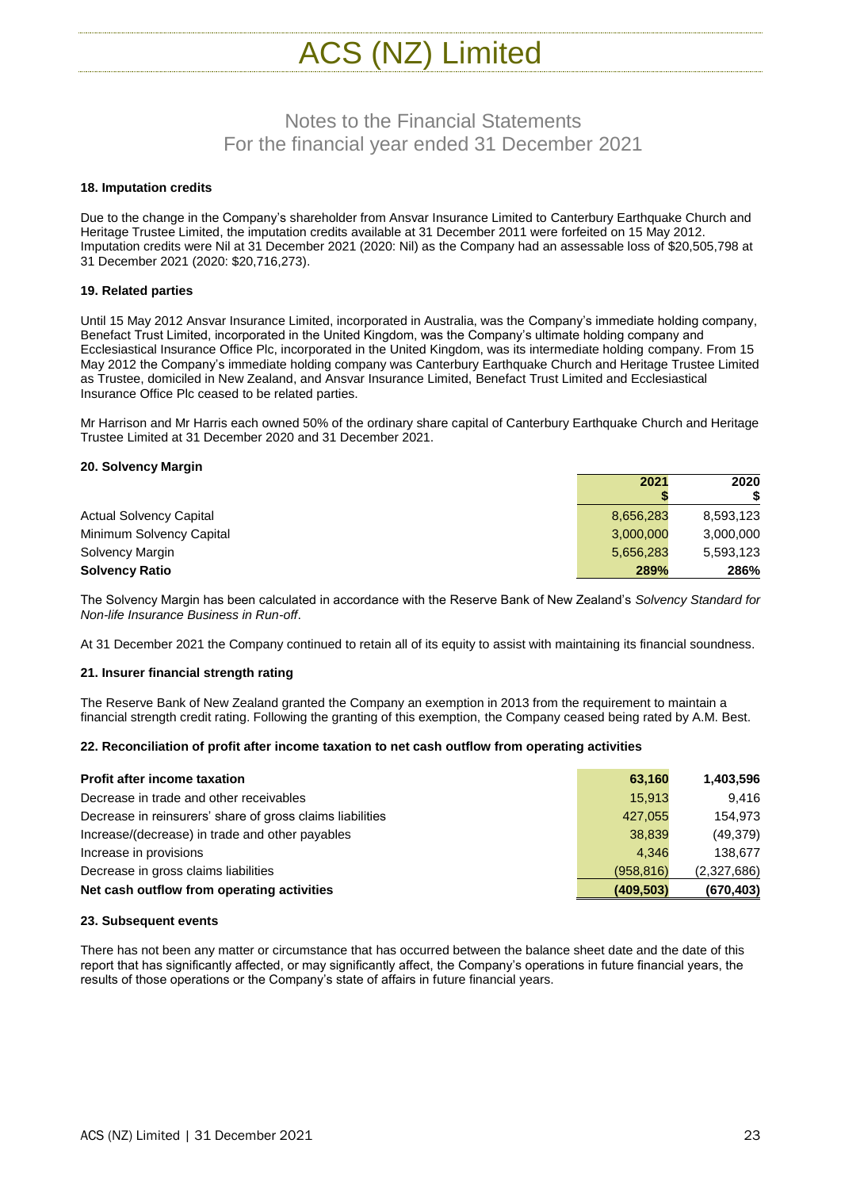# ACS (NZ) Limited

## Notes to the Financial Statements
## For the financial year ended 31 December 2021

### 18. Imputation credits

Due to the change in the Company's shareholder from Ansvar Insurance Limited to Canterbury Earthquake Church and Heritage Trustee Limited, the imputation credits available at 31 December 2011 were forfeited on 15 May 2012. Imputation credits were Nil at 31 December 2021 (2020: Nil) as the Company had an assessable loss of $20,505,798 at 31 December 2021 (2020: $20,716,273).

### 19. Related parties

Until 15 May 2012 Ansvar Insurance Limited, incorporated in Australia, was the Company's immediate holding company, Benefact Trust Limited, incorporated in the United Kingdom, was the Company's ultimate holding company and Ecclesiastical Insurance Office Plc, incorporated in the United Kingdom, was its intermediate holding company. From 15 May 2012 the Company's immediate holding company was Canterbury Earthquake Church and Heritage Trustee Limited as Trustee, domiciled in New Zealand, and Ansvar Insurance Limited, Benefact Trust Limited and Ecclesiastical Insurance Office Plc ceased to be related parties.

Mr Harrison and Mr Harris each owned 50% of the ordinary share capital of Canterbury Earthquake Church and Heritage Trustee Limited at 31 December 2020 and 31 December 2021.

### 20. Solvency Margin

| | 2021 $ | 2020 $ |
|---|---|---|
| Actual Solvency Capital | 8,656,283 | 8,593,123 |
| Minimum Solvency Capital | 3,000,000 | 3,000,000 |
| Solvency Margin | 5,656,283 | 5,593,123 |
| **Solvency Ratio** | **289%** | **286%** |

The Solvency Margin has been calculated in accordance with the Reserve Bank of New Zealand's *Solvency Standard for Non-life Insurance Business in Run-off*.

At 31 December 2021 the Company continued to retain all of its equity to assist with maintaining its financial soundness.

### 21. Insurer financial strength rating

The Reserve Bank of New Zealand granted the Company an exemption in 2013 from the requirement to maintain a financial strength credit rating. Following the granting of this exemption, the Company ceased being rated by A.M. Best.

### 22. Reconciliation of profit after income taxation to net cash outflow from operating activities

| | 2021 | 2020 |
|---|---|---|
| **Profit after income taxation** | **63,160** | **1,403,596** |
| Decrease in trade and other receivables | 15,913 | 9,416 |
| Decrease in reinsurers' share of gross claims liabilities | 427,055 | 154,973 |
| Increase/(decrease) in trade and other payables | 38,839 | (49,379) |
| Increase in provisions | 4,346 | 138,677 |
| Decrease in gross claims liabilities | (958,816) | (2,327,686) |
| **Net cash outflow from operating activities** | **(409,503)** | **(670,403)** |

### 23. Subsequent events

There has not been any matter or circumstance that has occurred between the balance sheet date and the date of this report that has significantly affected, or may significantly affect, the Company's operations in future financial years, the results of those operations or the Company's state of affairs in future financial years.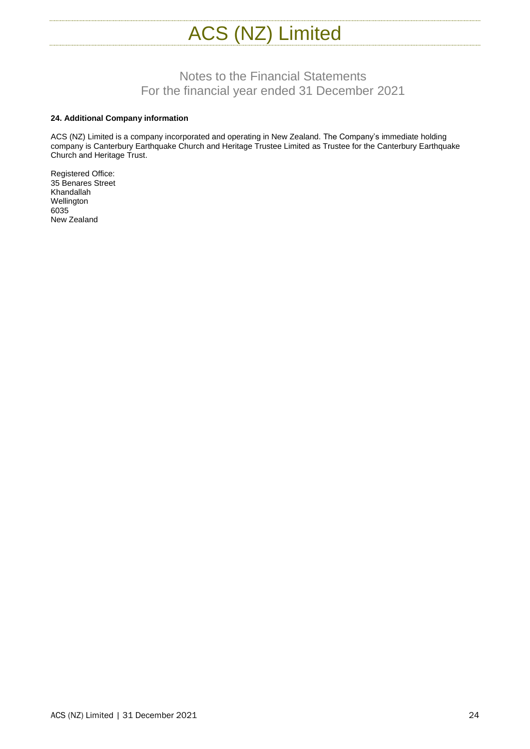## Notes to the Financial Statements
## For the financial year ended 31 December 2021

**24. Additional Company information**

ACS (NZ) Limited is a company incorporated and operating in New Zealand. The Company's immediate holding company is Canterbury Earthquake Church and Heritage Trustee Limited as Trustee for the Canterbury Earthquake Church and Heritage Trust.

Registered Office:
35 Benares Street
Khandallah
Wellington
6035
New Zealand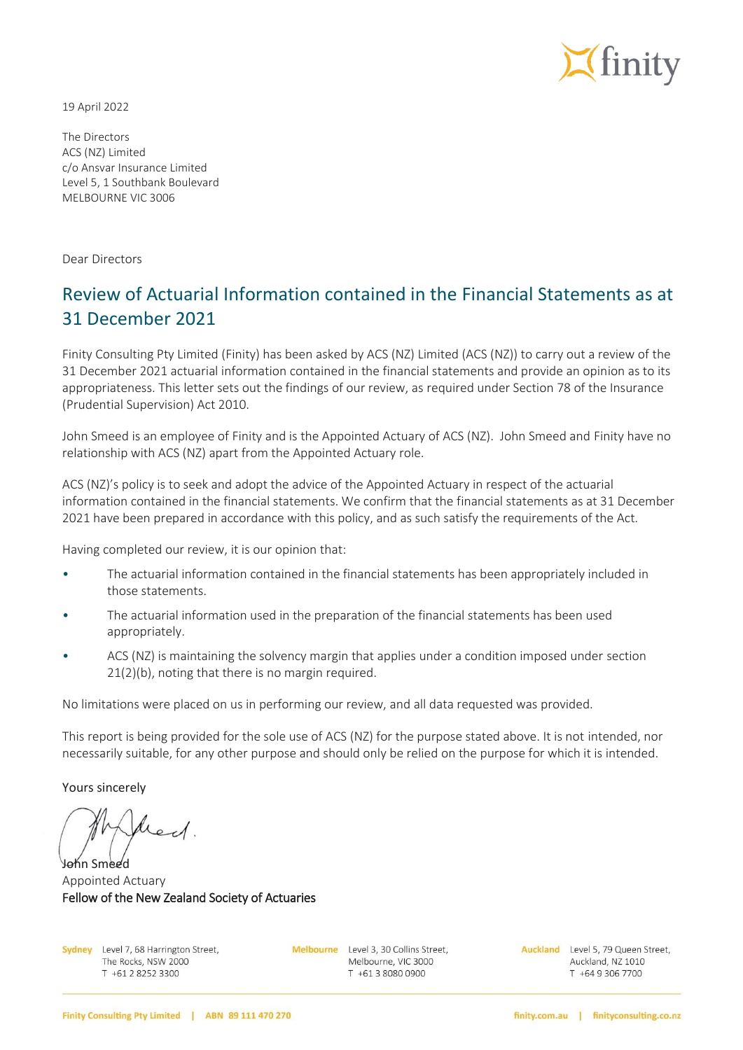19 April 2022

The Directors
ACS (NZ) Limited
c/o Ansvar Insurance Limited
Level 5, 1 Southbank Boulevard
MELBOURNE VIC 3006

Dear Directors

## Review of Actuarial Information contained in the Financial Statements as at 31 December 2021

Finity Consulting Pty Limited (Finity) has been asked by ACS (NZ) Limited (ACS (NZ)) to carry out a review of the 31 December 2021 actuarial information contained in the financial statements and provide an opinion as to its appropriateness. This letter sets out the findings of our review, as required under Section 78 of the Insurance (Prudential Supervision) Act 2010.

John Smeed is an employee of Finity and is the Appointed Actuary of ACS (NZ). John Smeed and Finity have no relationship with ACS (NZ) apart from the Appointed Actuary role.

ACS (NZ)'s policy is to seek and adopt the advice of the Appointed Actuary in respect of the actuarial information contained in the financial statements. We confirm that the financial statements as at 31 December 2021 have been prepared in accordance with this policy, and as such satisfy the requirements of the Act.

Having completed our review, it is our opinion that:

- The actuarial information contained in the financial statements has been appropriately included in those statements.
- The actuarial information used in the preparation of the financial statements has been used appropriately.
- ACS (NZ) is maintaining the solvency margin that applies under a condition imposed under section 21(2)(b), noting that there is no margin required.

No limitations were placed on us in performing our review, and all data requested was provided.

This report is being provided for the sole use of ACS (NZ) for the purpose stated above. It is not intended, nor necessarily suitable, for any other purpose and should only be relied on the purpose for which it is intended.

Yours sincerely

John Smeed
Appointed Actuary
Fellow of the New Zealand Society of Actuaries

Sydney Level 7, 68 Harrington Street, The Rocks, NSW 2000 T +61 2 8252 3300

Melbourne Level 3, 30 Collins Street, Melbourne, VIC 3000 T +61 3 8080 0900

Auckland Level 5, 79 Queen Street, Auckland, NZ 1010 T +64 9 306 7700

Finity Consulting Pty Limited | ABN 89 111 470 270

finity.com.au | finityconsulting.co.nz